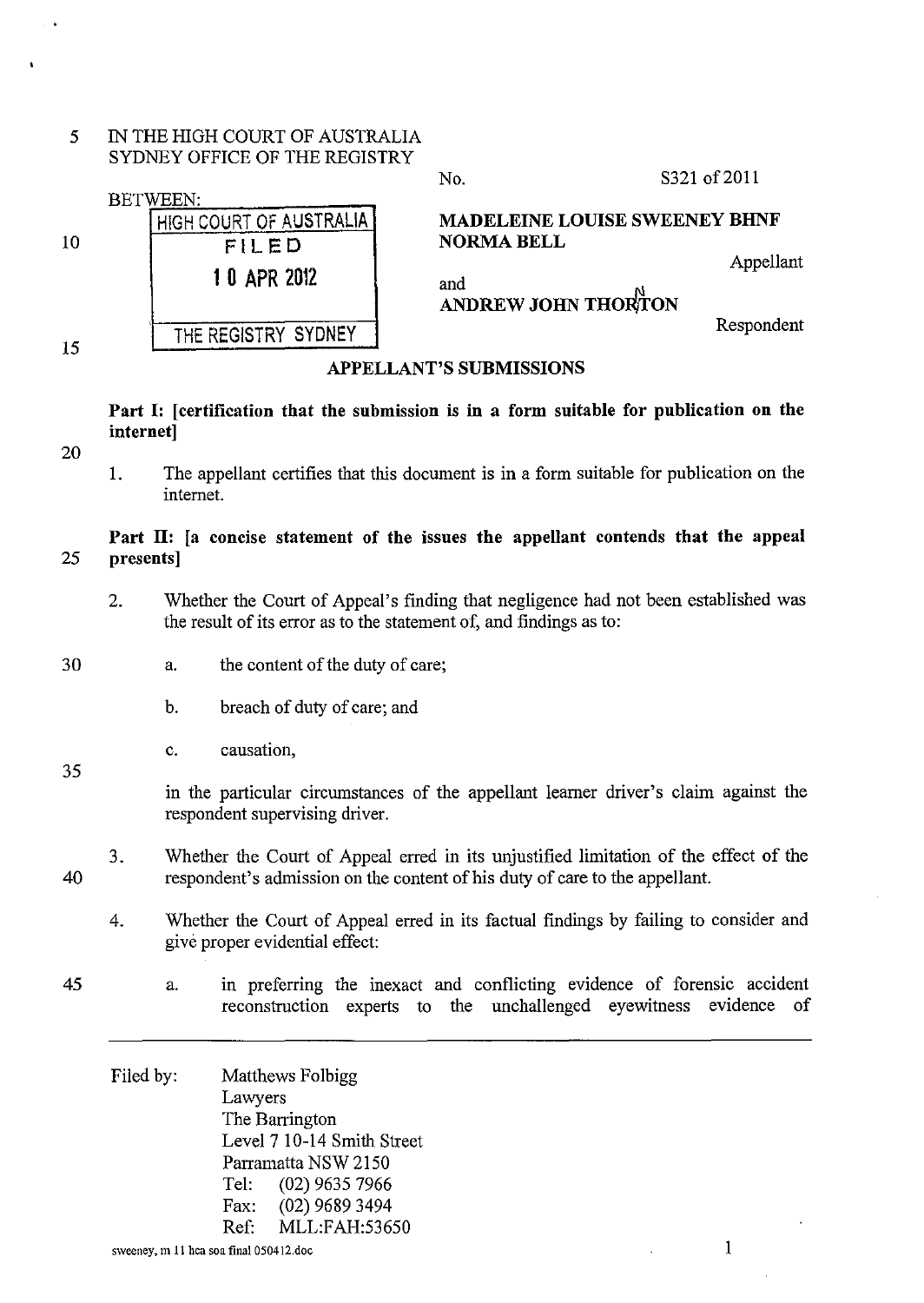IN THE HIGH COURT OF AUSTRALIA
SYDNEY OFFICE OF THE REGISTRY

No. S321 of 2011

BETWEEN:

HIGH COURT OF AUSTRALIA
FILED
10 APR 2012
THE REGISTRY SYDNEY

**MADELEINE LOUISE SWEENEY BHNF NORMA BELL**

Appellant

and

**ANDREW JOHN THORNTON**

Respondent

## APPELLANT'S SUBMISSIONS

**Part I: [certification that the submission is in a form suitable for publication on the internet]**

1. The appellant certifies that this document is in a form suitable for publication on the internet.

**Part II: [a concise statement of the issues the appellant contends that the appeal presents]**

2. Whether the Court of Appeal's finding that negligence had not been established was the result of its error as to the statement of, and findings as to:

   a. the content of the duty of care;

   b. breach of duty of care; and

   c. causation,

   in the particular circumstances of the appellant learner driver's claim against the respondent supervising driver.

3. Whether the Court of Appeal erred in its unjustified limitation of the effect of the respondent's admission on the content of his duty of care to the appellant.

4. Whether the Court of Appeal erred in its factual findings by failing to consider and give proper evidential effect:

   a. in preferring the inexact and conflicting evidence of forensic accident reconstruction experts to the unchallenged eyewitness evidence of

---

Filed by: Matthews Folbigg
Lawyers
The Barrington
Level 7 10-14 Smith Street
Parramatta NSW 2150
Tel: (02) 9635 7966
Fax: (02) 9689 3494
Ref: MLL:FAH:53650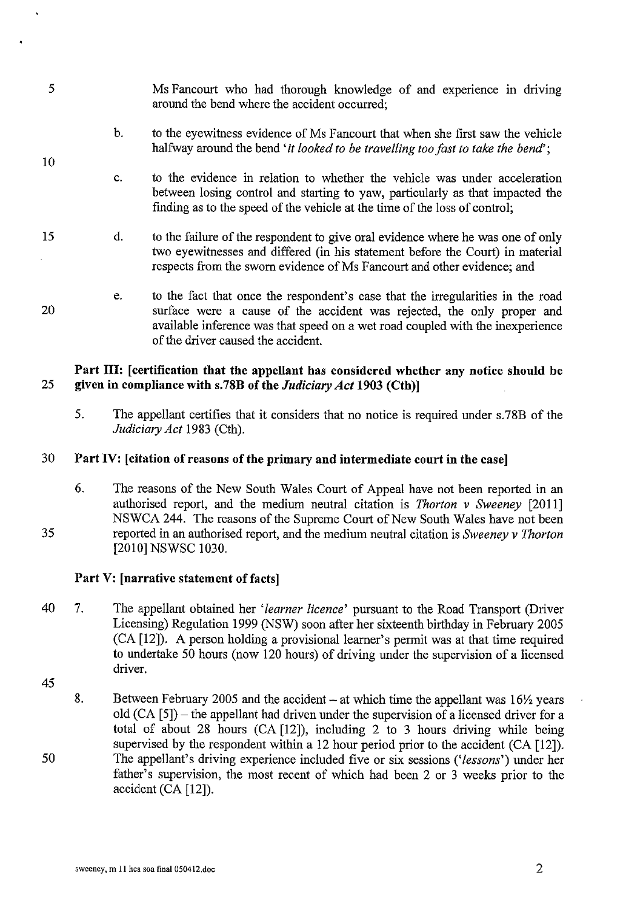Ms Fancourt who had thorough knowledge of and experience in driving around the bend where the accident occurred;

b. to the eyewitness evidence of Ms Fancourt that when she first saw the vehicle halfway around the bend '*it looked to be travelling too fast to take the bend*';

c. to the evidence in relation to whether the vehicle was under acceleration between losing control and starting to yaw, particularly as that impacted the finding as to the speed of the vehicle at the time of the loss of control;

d. to the failure of the respondent to give oral evidence where he was one of only two eyewitnesses and differed (in his statement before the Court) in material respects from the sworn evidence of Ms Fancourt and other evidence; and

e. to the fact that once the respondent's case that the irregularities in the road surface were a cause of the accident was rejected, the only proper and available inference was that speed on a wet road coupled with the inexperience of the driver caused the accident.

## Part III: [certification that the appellant has considered whether any notice should be given in compliance with s.78B of the *Judiciary Act* 1903 (Cth)]

5. The appellant certifies that it considers that no notice is required under s.78B of the *Judiciary Act* 1983 (Cth).

## Part IV: [citation of reasons of the primary and intermediate court in the case]

6. The reasons of the New South Wales Court of Appeal have not been reported in an authorised report, and the medium neutral citation is *Thorton v Sweeney* [2011] NSWCA 244. The reasons of the Supreme Court of New South Wales have not been reported in an authorised report, and the medium neutral citation is *Sweeney v Thorton* [2010] NSWSC 1030.

## Part V: [narrative statement of facts]

7. The appellant obtained her '*learner licence*' pursuant to the Road Transport (Driver Licensing) Regulation 1999 (NSW) soon after her sixteenth birthday in February 2005 (CA [12]). A person holding a provisional learner's permit was at that time required to undertake 50 hours (now 120 hours) of driving under the supervision of a licensed driver.

8. Between February 2005 and the accident – at which time the appellant was 16½ years old (CA [5]) – the appellant had driven under the supervision of a licensed driver for a total of about 28 hours (CA [12]), including 2 to 3 hours driving while being supervised by the respondent within a 12 hour period prior to the accident (CA [12]). The appellant's driving experience included five or six sessions ('*lessons*') under her father's supervision, the most recent of which had been 2 or 3 weeks prior to the accident (CA [12]).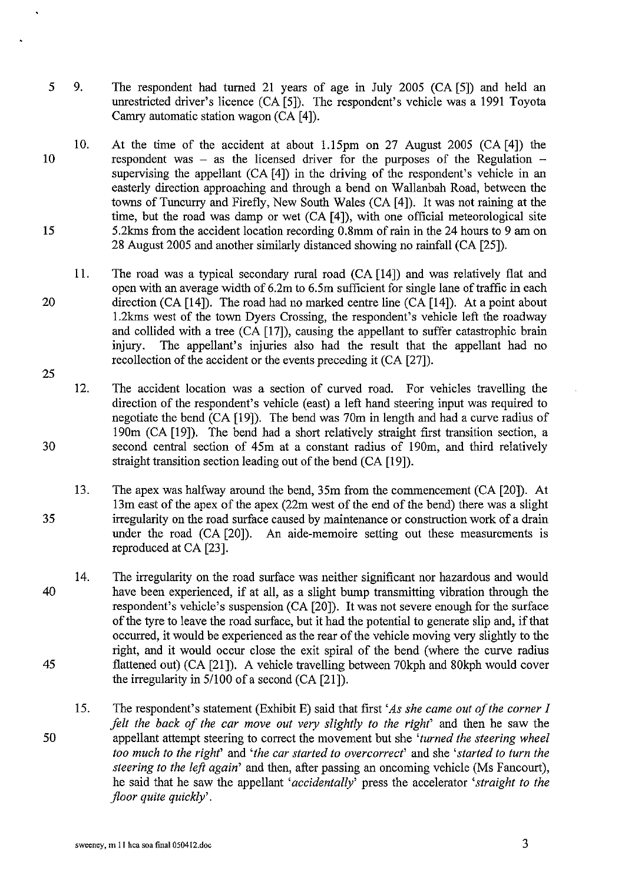9. The respondent had turned 21 years of age in July 2005 (CA [5]) and held an unrestricted driver's licence (CA [5]). The respondent's vehicle was a 1991 Toyota Camry automatic station wagon (CA [4]).

10. At the time of the accident at about 1.15pm on 27 August 2005 (CA [4]) the respondent was – as the licensed driver for the purposes of the Regulation – supervising the appellant (CA [4]) in the driving of the respondent's vehicle in an easterly direction approaching and through a bend on Wallanbah Road, between the towns of Tuncurry and Firefly, New South Wales (CA [4]). It was not raining at the time, but the road was damp or wet (CA [4]), with one official meteorological site 5.2kms from the accident location recording 0.8mm of rain in the 24 hours to 9 am on 28 August 2005 and another similarly distanced showing no rainfall (CA [25]).

11. The road was a typical secondary rural road (CA [14]) and was relatively flat and open with an average width of 6.2m to 6.5m sufficient for single lane of traffic in each direction (CA [14]). The road had no marked centre line (CA [14]). At a point about 1.2kms west of the town Dyers Crossing, the respondent's vehicle left the roadway and collided with a tree (CA [17]), causing the appellant to suffer catastrophic brain injury. The appellant's injuries also had the result that the appellant had no recollection of the accident or the events preceding it (CA [27]).

12. The accident location was a section of curved road. For vehicles travelling the direction of the respondent's vehicle (east) a left hand steering input was required to negotiate the bend (CA [19]). The bend was 70m in length and had a curve radius of 190m (CA [19]). The bend had a short relatively straight first transition section, a second central section of 45m at a constant radius of 190m, and third relatively straight transition section leading out of the bend (CA [19]).

13. The apex was halfway around the bend, 35m from the commencement (CA [20]). At 13m east of the apex of the apex (22m west of the end of the bend) there was a slight irregularity on the road surface caused by maintenance or construction work of a drain under the road (CA [20]). An aide-memoire setting out these measurements is reproduced at CA [23].

14. The irregularity on the road surface was neither significant nor hazardous and would have been experienced, if at all, as a slight bump transmitting vibration through the respondent's vehicle's suspension (CA [20]). It was not severe enough for the surface of the tyre to leave the road surface, but it had the potential to generate slip and, if that occurred, it would be experienced as the rear of the vehicle moving very slightly to the right, and it would occur close the exit spiral of the bend (where the curve radius flattened out) (CA [21]). A vehicle travelling between 70kph and 80kph would cover the irregularity in 5/100 of a second (CA [21]).

15. The respondent's statement (Exhibit E) said that first '*As she came out of the corner I felt the back of the car move out very slightly to the right*' and then he saw the appellant attempt steering to correct the movement but she '*turned the steering wheel too much to the right*' and '*the car started to overcorrect*' and she '*started to turn the steering to the left again*' and then, after passing an oncoming vehicle (Ms Fancourt), he said that he saw the appellant '*accidentally*' press the accelerator '*straight to the floor quite quickly*'.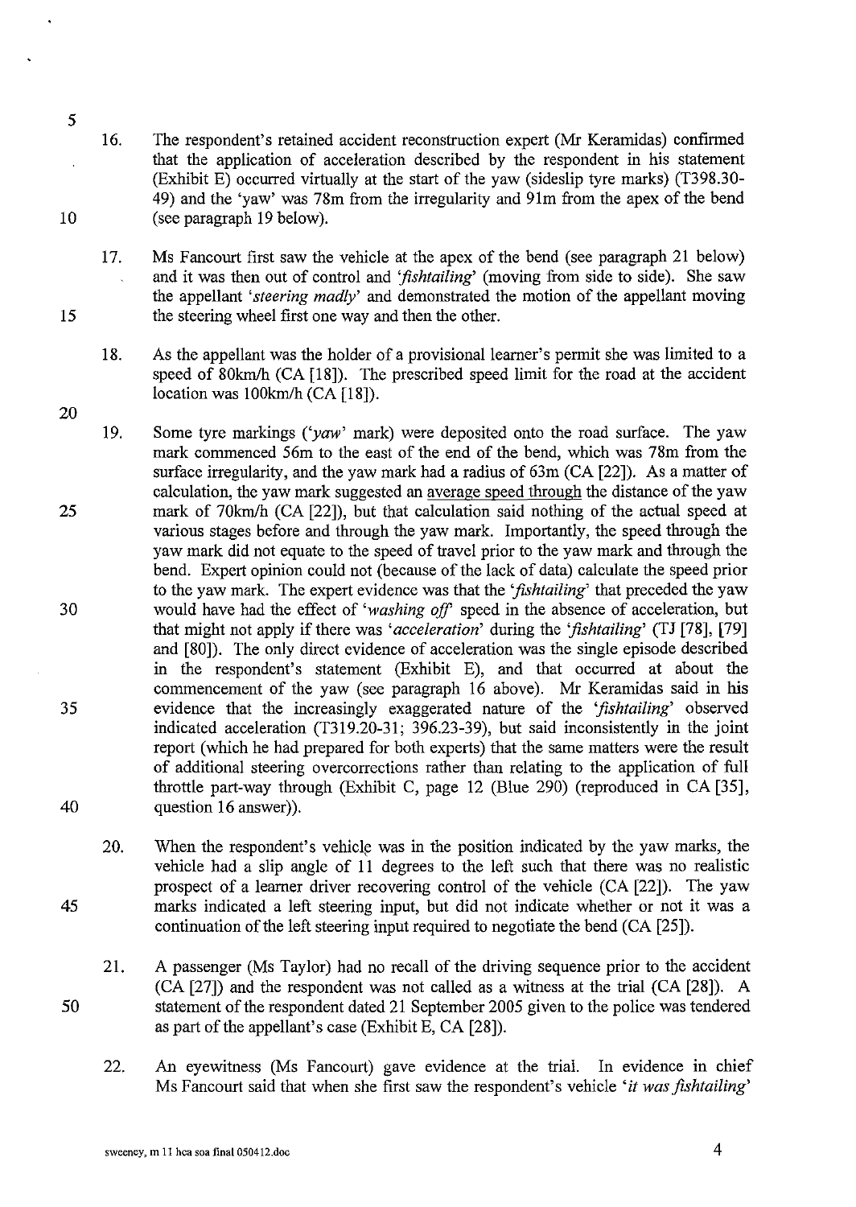16. The respondent's retained accident reconstruction expert (Mr Keramidas) confirmed that the application of acceleration described by the respondent in his statement (Exhibit E) occurred virtually at the start of the yaw (sideslip tyre marks) (T398.30-49) and the 'yaw' was 78m from the irregularity and 91m from the apex of the bend (see paragraph 19 below).

17. Ms Fancourt first saw the vehicle at the apex of the bend (see paragraph 21 below) and it was then out of control and '*fishtailing*' (moving from side to side). She saw the appellant '*steering madly*' and demonstrated the motion of the appellant moving the steering wheel first one way and then the other.

18. As the appellant was the holder of a provisional learner's permit she was limited to a speed of 80km/h (CA [18]). The prescribed speed limit for the road at the accident location was 100km/h (CA [18]).

19. Some tyre markings ('*yaw*' mark) were deposited onto the road surface. The yaw mark commenced 56m to the east of the end of the bend, which was 78m from the surface irregularity, and the yaw mark had a radius of 63m (CA [22]). As a matter of calculation, the yaw mark suggested an <u>average speed through</u> the distance of the yaw mark of 70km/h (CA [22]), but that calculation said nothing of the actual speed at various stages before and through the yaw mark. Importantly, the speed through the yaw mark did not equate to the speed of travel prior to the yaw mark and through the bend. Expert opinion could not (because of the lack of data) calculate the speed prior to the yaw mark. The expert evidence was that the '*fishtailing*' that preceded the yaw would have had the effect of '*washing off*' speed in the absence of acceleration, but that might not apply if there was '*acceleration*' during the '*fishtailing*' (TJ [78], [79] and [80]). The only direct evidence of acceleration was the single episode described in the respondent's statement (Exhibit E), and that occurred at about the commencement of the yaw (see paragraph 16 above). Mr Keramidas said in his evidence that the increasingly exaggerated nature of the '*fishtailing*' observed indicated acceleration (T319.20-31; 396.23-39), but said inconsistently in the joint report (which he had prepared for both experts) that the same matters were the result of additional steering overcorrections rather than relating to the application of full throttle part-way through (Exhibit C, page 12 (Blue 290) (reproduced in CA [35], question 16 answer)).

20. When the respondent's vehicle was in the position indicated by the yaw marks, the vehicle had a slip angle of 11 degrees to the left such that there was no realistic prospect of a learner driver recovering control of the vehicle (CA [22]). The yaw marks indicated a left steering input, but did not indicate whether or not it was a continuation of the left steering input required to negotiate the bend (CA [25]).

21. A passenger (Ms Taylor) had no recall of the driving sequence prior to the accident (CA [27]) and the respondent was not called as a witness at the trial (CA [28]). A statement of the respondent dated 21 September 2005 given to the police was tendered as part of the appellant's case (Exhibit E, CA [28]).

22. An eyewitness (Ms Fancourt) gave evidence at the trial. In evidence in chief Ms Fancourt said that when she first saw the respondent's vehicle '*it was fishtailing*'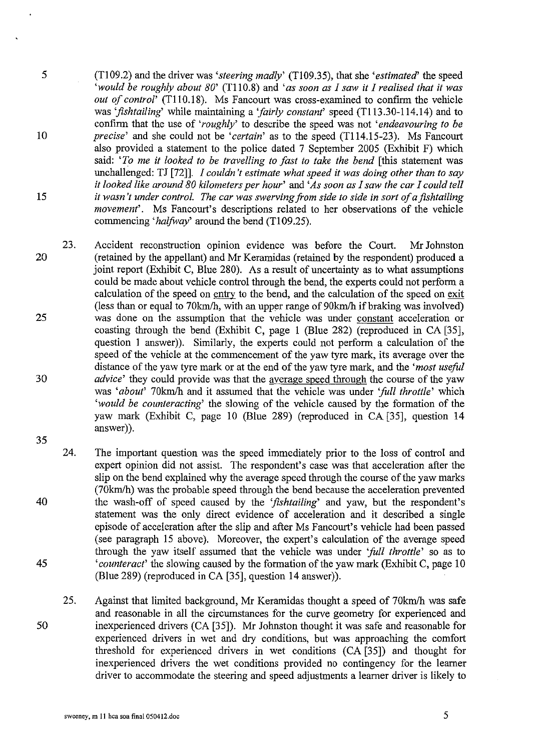(T109.2) and the driver was '*steering madly*' (T109.35), that she '*estimated*' the speed '*would be roughly about 80*' (T110.8) and '*as soon as I saw it I realised that it was out of control*' (T110.18). Ms Fancourt was cross-examined to confirm the vehicle was '*fishtailing*' while maintaining a '*fairly constant*' speed (T113.30-114.14) and to confirm that the use of '*roughly*' to describe the speed was not '*endeavouring to be precise*' and she could not be '*certain*' as to the speed (T114.15-23). Ms Fancourt also provided a statement to the police dated 7 September 2005 (Exhibit F) which said: '*To me it looked to be travelling to fast to take the bend* [this statement was unchallenged: TJ [72]]. *I couldn't estimate what speed it was doing other than to say it looked like around 80 kilometers per hour*' and '*As soon as I saw the car I could tell it wasn't under control. The car was swerving from side to side in sort of a fishtailing movement*'. Ms Fancourt's descriptions related to her observations of the vehicle commencing '*halfway*' around the bend (T109.25).

23. Accident reconstruction opinion evidence was before the Court. Mr Johnston (retained by the appellant) and Mr Keramidas (retained by the respondent) produced a joint report (Exhibit C, Blue 280). As a result of uncertainty as to what assumptions could be made about vehicle control through the bend, the experts could not perform a calculation of the speed on <u>entry</u> to the bend, and the calculation of the speed on <u>exit</u> (less than or equal to 70km/h, with an upper range of 90km/h if braking was involved) was done on the assumption that the vehicle was under <u>constant</u> acceleration or coasting through the bend (Exhibit C, page 1 (Blue 282) (reproduced in CA [35], question 1 answer)). Similarly, the experts could not perform a calculation of the speed of the vehicle at the commencement of the yaw tyre mark, its average over the distance of the yaw tyre mark or at the end of the yaw tyre mark, and the '*most useful advice*' they could provide was that the <u>average speed through</u> the course of the yaw was '*about*' 70km/h and it assumed that the vehicle was under '*full throttle*' which '*would be counteracting*' the slowing of the vehicle caused by the formation of the yaw mark (Exhibit C, page 10 (Blue 289) (reproduced in CA [35], question 14 answer)).

24. The important question was the speed immediately prior to the loss of control and expert opinion did not assist. The respondent's case was that acceleration after the slip on the bend explained why the average speed through the course of the yaw marks (70km/h) was the probable speed through the bend because the acceleration prevented the wash-off of speed caused by the '*fishtailing*' and yaw, but the respondent's statement was the only direct evidence of acceleration and it described a single episode of acceleration after the slip and after Ms Fancourt's vehicle had been passed (see paragraph 15 above). Moreover, the expert's calculation of the average speed through the yaw itself assumed that the vehicle was under '*full throttle*' so as to '*counteract*' the slowing caused by the formation of the yaw mark (Exhibit C, page 10 (Blue 289) (reproduced in CA [35], question 14 answer)).

25. Against that limited background, Mr Keramidas thought a speed of 70km/h was safe and reasonable in all the circumstances for the curve geometry for experienced and inexperienced drivers (CA [35]). Mr Johnston thought it was safe and reasonable for experienced drivers in wet and dry conditions, but was approaching the comfort threshold for experienced drivers in wet conditions (CA [35]) and thought for inexperienced drivers the wet conditions provided no contingency for the learner driver to accommodate the steering and speed adjustments a learner driver is likely to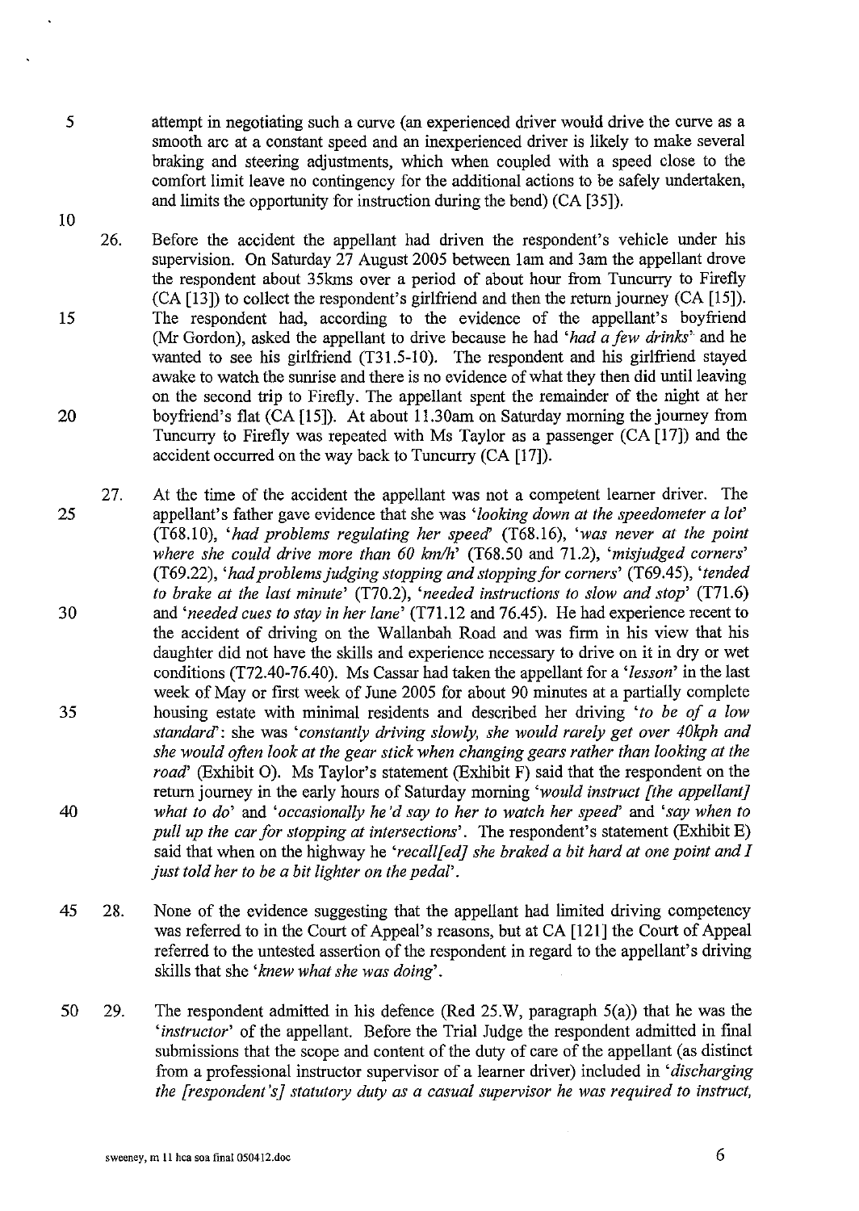attempt in negotiating such a curve (an experienced driver would drive the curve as a smooth arc at a constant speed and an inexperienced driver is likely to make several braking and steering adjustments, which when coupled with a speed close to the comfort limit leave no contingency for the additional actions to be safely undertaken, and limits the opportunity for instruction during the bend) (CA [35]).

26. Before the accident the appellant had driven the respondent's vehicle under his supervision. On Saturday 27 August 2005 between 1am and 3am the appellant drove the respondent about 35kms over a period of about hour from Tuncurry to Firefly (CA [13]) to collect the respondent's girlfriend and then the return journey (CA [15]). The respondent had, according to the evidence of the appellant's boyfriend (Mr Gordon), asked the appellant to drive because he had '*had a few drinks*' and he wanted to see his girlfriend (T31.5-10). The respondent and his girlfriend stayed awake to watch the sunrise and there is no evidence of what they then did until leaving on the second trip to Firefly. The appellant spent the remainder of the night at her boyfriend's flat (CA [15]). At about 11.30am on Saturday morning the journey from Tuncurry to Firefly was repeated with Ms Taylor as a passenger (CA [17]) and the accident occurred on the way back to Tuncurry (CA [17]).

27. At the time of the accident the appellant was not a competent learner driver. The appellant's father gave evidence that she was '*looking down at the speedometer a lot*' (T68.10), '*had problems regulating her speed*' (T68.16), '*was never at the point where she could drive more than 60 km/h*' (T68.50 and 71.2), '*misjudged corners*' (T69.22), '*had problems judging stopping and stopping for corners*' (T69.45), '*tended to brake at the last minute*' (T70.2), '*needed instructions to slow and stop*' (T71.6) and '*needed cues to stay in her lane*' (T71.12 and 76.45). He had experience recent to the accident of driving on the Wallanbah Road and was firm in his view that his daughter did not have the skills and experience necessary to drive on it in dry or wet conditions (T72.40-76.40). Ms Cassar had taken the appellant for a '*lesson*' in the last week of May or first week of June 2005 for about 90 minutes at a partially complete housing estate with minimal residents and described her driving '*to be of a low standard*': she was '*constantly driving slowly, she would rarely get over 40kph and she would often look at the gear stick when changing gears rather than looking at the road*' (Exhibit O). Ms Taylor's statement (Exhibit F) said that the respondent on the return journey in the early hours of Saturday morning '*would instruct [the appellant] what to do*' and '*occasionally he'd say to her to watch her speed*' and '*say when to pull up the car for stopping at intersections*'. The respondent's statement (Exhibit E) said that when on the highway he '*recall[ed] she braked a bit hard at one point and I just told her to be a bit lighter on the pedal*'.

28. None of the evidence suggesting that the appellant had limited driving competency was referred to in the Court of Appeal's reasons, but at CA [121] the Court of Appeal referred to the untested assertion of the respondent in regard to the appellant's driving skills that she '*knew what she was doing*'.

29. The respondent admitted in his defence (Red 25.W, paragraph 5(a)) that he was the '*instructor*' of the appellant. Before the Trial Judge the respondent admitted in final submissions that the scope and content of the duty of care of the appellant (as distinct from a professional instructor supervisor of a learner driver) included in '*discharging the [respondent's] statutory duty as a casual supervisor he was required to instruct,*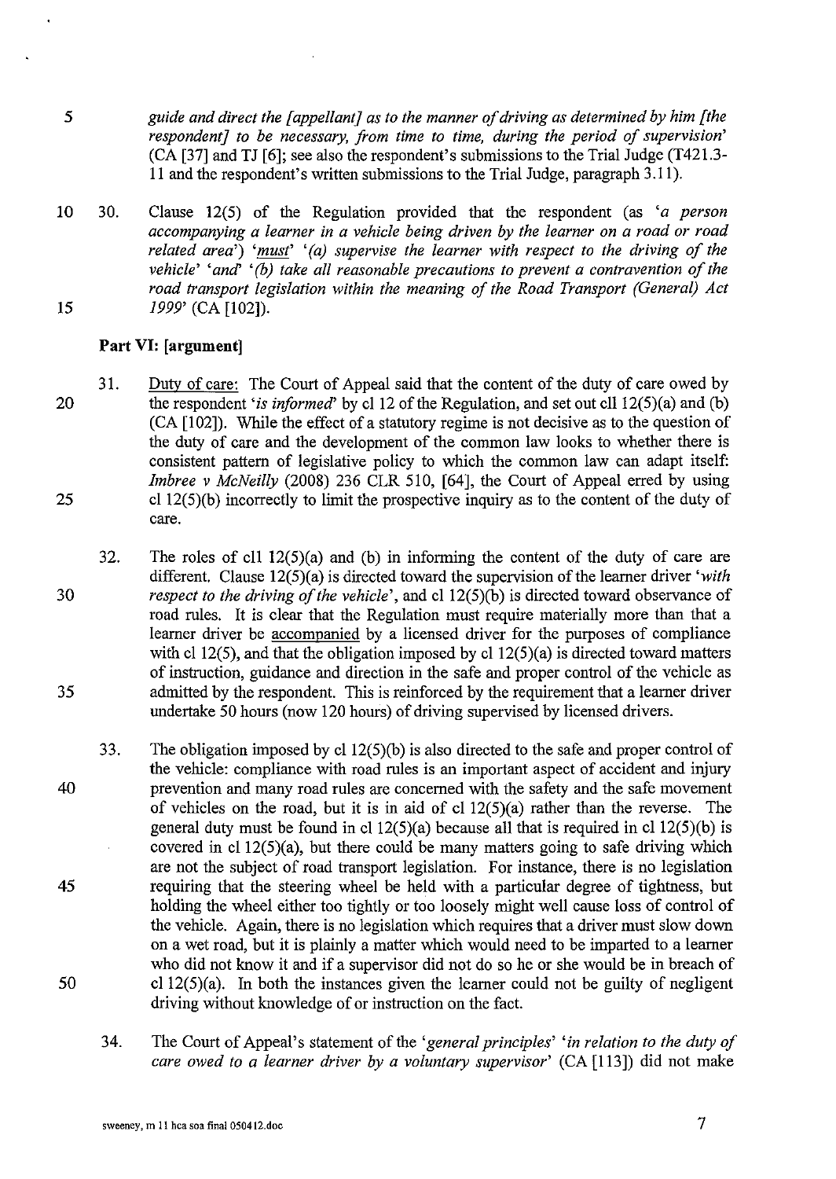*guide and direct the [appellant] as to the manner of driving as determined by him [the respondent] to be necessary, from time to time, during the period of supervision'* (CA [37] and TJ [6]; see also the respondent's submissions to the Trial Judge (T421.3-11 and the respondent's written submissions to the Trial Judge, paragraph 3.11).

30. Clause 12(5) of the Regulation provided that the respondent (as *'a person accompanying a learner in a vehicle being driven by the learner on a road or road related area'*) *'must'* *'(a) supervise the learner with respect to the driving of the vehicle'* *'and'* *'(b) take all reasonable precautions to prevent a contravention of the road transport legislation within the meaning of the Road Transport (General) Act 1999'* (CA [102]).

**Part VI: [argument]**

31. Duty of care: The Court of Appeal said that the content of the duty of care owed by the respondent *'is informed'* by cl 12 of the Regulation, and set out cll 12(5)(a) and (b) (CA [102]). While the effect of a statutory regime is not decisive as to the question of the duty of care and the development of the common law looks to whether there is consistent pattern of legislative policy to which the common law can adapt itself: *Imbree v McNeilly* (2008) 236 CLR 510, [64], the Court of Appeal erred by using cl 12(5)(b) incorrectly to limit the prospective inquiry as to the content of the duty of care.

32. The roles of cll 12(5)(a) and (b) in informing the content of the duty of care are different. Clause 12(5)(a) is directed toward the supervision of the learner driver *'with respect to the driving of the vehicle'*, and cl 12(5)(b) is directed toward observance of road rules. It is clear that the Regulation must require materially more than that a learner driver be accompanied by a licensed driver for the purposes of compliance with cl 12(5), and that the obligation imposed by cl 12(5)(a) is directed toward matters of instruction, guidance and direction in the safe and proper control of the vehicle as admitted by the respondent. This is reinforced by the requirement that a learner driver undertake 50 hours (now 120 hours) of driving supervised by licensed drivers.

33. The obligation imposed by cl 12(5)(b) is also directed to the safe and proper control of the vehicle: compliance with road rules is an important aspect of accident and injury prevention and many road rules are concerned with the safety and the safe movement of vehicles on the road, but it is in aid of cl 12(5)(a) rather than the reverse. The general duty must be found in cl 12(5)(a) because all that is required in cl 12(5)(b) is covered in cl 12(5)(a), but there could be many matters going to safe driving which are not the subject of road transport legislation. For instance, there is no legislation requiring that the steering wheel be held with a particular degree of tightness, but holding the wheel either too tightly or too loosely might well cause loss of control of the vehicle. Again, there is no legislation which requires that a driver must slow down on a wet road, but it is plainly a matter which would need to be imparted to a learner who did not know it and if a supervisor did not do so he or she would be in breach of cl 12(5)(a). In both the instances given the learner could not be guilty of negligent driving without knowledge of or instruction on the fact.

34. The Court of Appeal's statement of the *'general principles'* *'in relation to the duty of care owed to a learner driver by a voluntary supervisor'* (CA [113]) did not make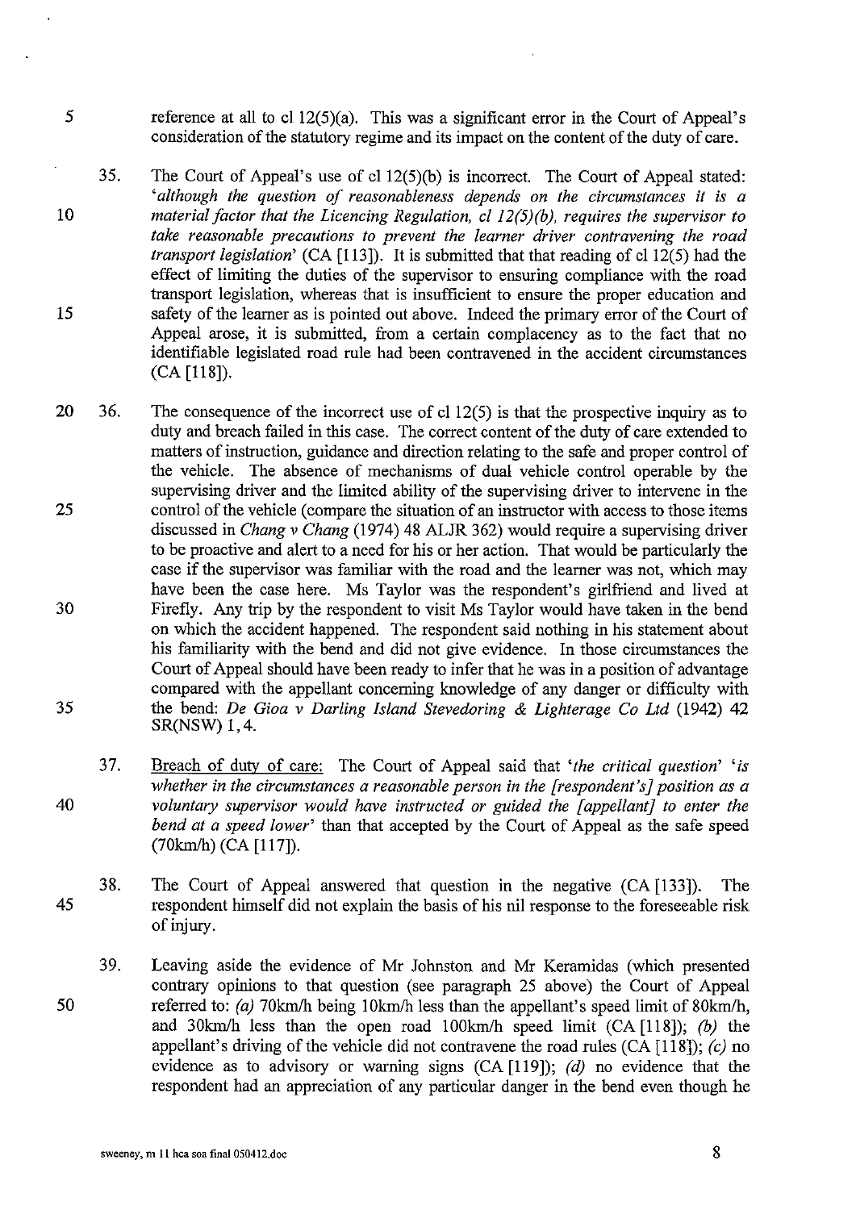reference at all to cl 12(5)(a). This was a significant error in the Court of Appeal's consideration of the statutory regime and its impact on the content of the duty of care.

35. The Court of Appeal's use of cl 12(5)(b) is incorrect. The Court of Appeal stated: '*although the question of reasonableness depends on the circumstances it is a material factor that the Licencing Regulation, cl 12(5)(b), requires the supervisor to take reasonable precautions to prevent the learner driver contravening the road transport legislation*' (CA [113]). It is submitted that that reading of cl 12(5) had the effect of limiting the duties of the supervisor to ensuring compliance with the road transport legislation, whereas that is insufficient to ensure the proper education and safety of the learner as is pointed out above. Indeed the primary error of the Court of Appeal arose, it is submitted, from a certain complacency as to the fact that no identifiable legislated road rule had been contravened in the accident circumstances (CA [118]).

36. The consequence of the incorrect use of cl 12(5) is that the prospective inquiry as to duty and breach failed in this case. The correct content of the duty of care extended to matters of instruction, guidance and direction relating to the safe and proper control of the vehicle. The absence of mechanisms of dual vehicle control operable by the supervising driver and the limited ability of the supervising driver to intervene in the control of the vehicle (compare the situation of an instructor with access to those items discussed in *Chang v Chang* (1974) 48 ALJR 362) would require a supervising driver to be proactive and alert to a need for his or her action. That would be particularly the case if the supervisor was familiar with the road and the learner was not, which may have been the case here. Ms Taylor was the respondent's girlfriend and lived at Firefly. Any trip by the respondent to visit Ms Taylor would have taken in the bend on which the accident happened. The respondent said nothing in his statement about his familiarity with the bend and did not give evidence. In those circumstances the Court of Appeal should have been ready to infer that he was in a position of advantage compared with the appellant concerning knowledge of any danger or difficulty with the bend: *De Gioa v Darling Island Stevedoring & Lighterage Co Ltd* (1942) 42 SR(NSW) 1, 4.

37. Breach of duty of care: The Court of Appeal said that '*the critical question*' '*is whether in the circumstances a reasonable person in the [respondent's] position as a voluntary supervisor would have instructed or guided the [appellant] to enter the bend at a speed lower*' than that accepted by the Court of Appeal as the safe speed (70km/h) (CA [117]).

38. The Court of Appeal answered that question in the negative (CA [133]). The respondent himself did not explain the basis of his nil response to the foreseeable risk of injury.

39. Leaving aside the evidence of Mr Johnston and Mr Keramidas (which presented contrary opinions to that question (see paragraph 25 above) the Court of Appeal referred to: *(a)* 70km/h being 10km/h less than the appellant's speed limit of 80km/h, and 30km/h less than the open road 100km/h speed limit (CA [118]); *(b)* the appellant's driving of the vehicle did not contravene the road rules (CA [118]); *(c)* no evidence as to advisory or warning signs (CA [119]); *(d)* no evidence that the respondent had an appreciation of any particular danger in the bend even though he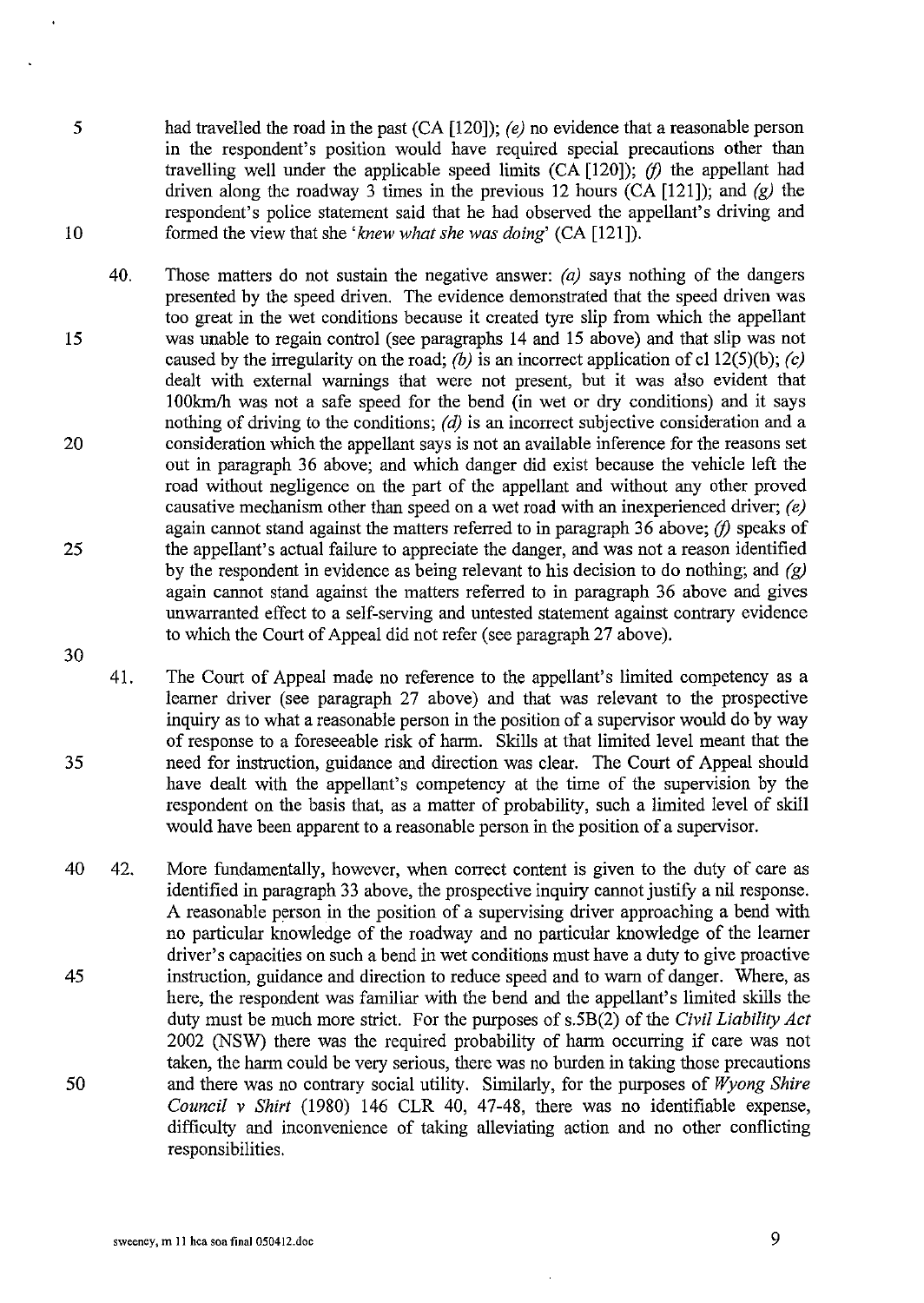had travelled the road in the past (CA [120]); *(e)* no evidence that a reasonable person in the respondent's position would have required special precautions other than travelling well under the applicable speed limits (CA [120]); *(f)* the appellant had driven along the roadway 3 times in the previous 12 hours (CA [121]); and *(g)* the respondent's police statement said that he had observed the appellant's driving and formed the view that she '*knew what she was doing*' (CA [121]).

40. Those matters do not sustain the negative answer: *(a)* says nothing of the dangers presented by the speed driven. The evidence demonstrated that the speed driven was too great in the wet conditions because it created tyre slip from which the appellant was unable to regain control (see paragraphs 14 and 15 above) and that slip was not caused by the irregularity on the road; *(b)* is an incorrect application of cl 12(5)(b); *(c)* dealt with external warnings that were not present, but it was also evident that 100km/h was not a safe speed for the bend (in wet or dry conditions) and it says nothing of driving to the conditions; *(d)* is an incorrect subjective consideration and a consideration which the appellant says is not an available inference for the reasons set out in paragraph 36 above; and which danger did exist because the vehicle left the road without negligence on the part of the appellant and without any other proved causative mechanism other than speed on a wet road with an inexperienced driver; *(e)* again cannot stand against the matters referred to in paragraph 36 above; *(f)* speaks of the appellant's actual failure to appreciate the danger, and was not a reason identified by the respondent in evidence as being relevant to his decision to do nothing; and *(g)* again cannot stand against the matters referred to in paragraph 36 above and gives unwarranted effect to a self-serving and untested statement against contrary evidence to which the Court of Appeal did not refer (see paragraph 27 above).

41. The Court of Appeal made no reference to the appellant's limited competency as a learner driver (see paragraph 27 above) and that was relevant to the prospective inquiry as to what a reasonable person in the position of a supervisor would do by way of response to a foreseeable risk of harm. Skills at that limited level meant that the need for instruction, guidance and direction was clear. The Court of Appeal should have dealt with the appellant's competency at the time of the supervision by the respondent on the basis that, as a matter of probability, such a limited level of skill would have been apparent to a reasonable person in the position of a supervisor.

42. More fundamentally, however, when correct content is given to the duty of care as identified in paragraph 33 above, the prospective inquiry cannot justify a nil response. A reasonable person in the position of a supervising driver approaching a bend with no particular knowledge of the roadway and no particular knowledge of the learner driver's capacities on such a bend in wet conditions must have a duty to give proactive instruction, guidance and direction to reduce speed and to warn of danger. Where, as here, the respondent was familiar with the bend and the appellant's limited skills the duty must be much more strict. For the purposes of s.5B(2) of the *Civil Liability Act* 2002 (NSW) there was the required probability of harm occurring if care was not taken, the harm could be very serious, there was no burden in taking those precautions and there was no contrary social utility. Similarly, for the purposes of *Wyong Shire Council v Shirt* (1980) 146 CLR 40, 47-48, there was no identifiable expense, difficulty and inconvenience of taking alleviating action and no other conflicting responsibilities.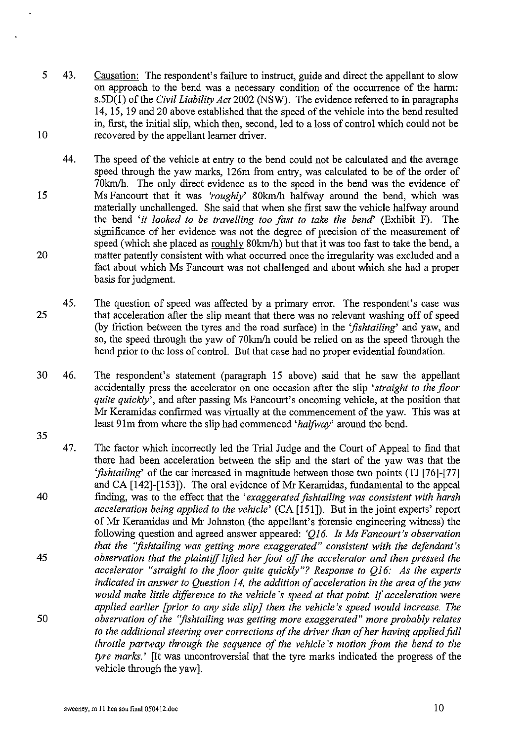43. Causation: The respondent's failure to instruct, guide and direct the appellant to slow on approach to the bend was a necessary condition of the occurrence of the harm: s.5D(1) of the *Civil Liability Act* 2002 (NSW). The evidence referred to in paragraphs 14, 15, 19 and 20 above established that the speed of the vehicle into the bend resulted in, first, the initial slip, which then, second, led to a loss of control which could not be recovered by the appellant learner driver.

44. The speed of the vehicle at entry to the bend could not be calculated and the average speed through the yaw marks, 126m from entry, was calculated to be of the order of 70km/h. The only direct evidence as to the speed in the bend was the evidence of Ms Fancourt that it was *'roughly'* 80km/h halfway around the bend, which was materially unchallenged. She said that when she first saw the vehicle halfway around the bend *'it looked to be travelling too fast to take the bend'* (Exhibit F). The significance of her evidence was not the degree of precision of the measurement of speed (which she placed as roughly 80km/h) but that it was too fast to take the bend, a matter patently consistent with what occurred once the irregularity was excluded and a fact about which Ms Fancourt was not challenged and about which she had a proper basis for judgment.

45. The question of speed was affected by a primary error. The respondent's case was that acceleration after the slip meant that there was no relevant washing off of speed (by friction between the tyres and the road surface) in the *'fishtailing'* and yaw, and so, the speed through the yaw of 70km/h could be relied on as the speed through the bend prior to the loss of control. But that case had no proper evidential foundation.

46. The respondent's statement (paragraph 15 above) said that he saw the appellant accidentally press the accelerator on one occasion after the slip *'straight to the floor quite quickly'*, and after passing Ms Fancourt's oncoming vehicle, at the position that Mr Keramidas confirmed was virtually at the commencement of the yaw. This was at least 91m from where the slip had commenced *'halfway'* around the bend.

47. The factor which incorrectly led the Trial Judge and the Court of Appeal to find that there had been acceleration between the slip and the start of the yaw was that the *'fishtailing'* of the car increased in magnitude between those two points (TJ [76]-[77] and CA [142]-[153]). The oral evidence of Mr Keramidas, fundamental to the appeal finding, was to the effect that the *'exaggerated fishtailing was consistent with harsh acceleration being applied to the vehicle'* (CA [151]). But in the joint experts' report of Mr Keramidas and Mr Johnston (the appellant's forensic engineering witness) the following question and agreed answer appeared: *'Q16. Is Ms Fancourt's observation that the "fishtailing was getting more exaggerated" consistent with the defendant's observation that the plaintiff lifted her foot off the accelerator and then pressed the accelerator "straight to the floor quite quickly"? Response to Q16: As the experts indicated in answer to Question 14, the addition of acceleration in the area of the yaw would make little difference to the vehicle's speed at that point. If acceleration were applied earlier [prior to any side slip] then the vehicle's speed would increase. The observation of the "fishtailing was getting more exaggerated" more probably relates to the additional steering over corrections of the driver than of her having applied full throttle partway through the sequence of the vehicle's motion from the bend to the tyre marks.'* [It was uncontroversial that the tyre marks indicated the progress of the vehicle through the yaw].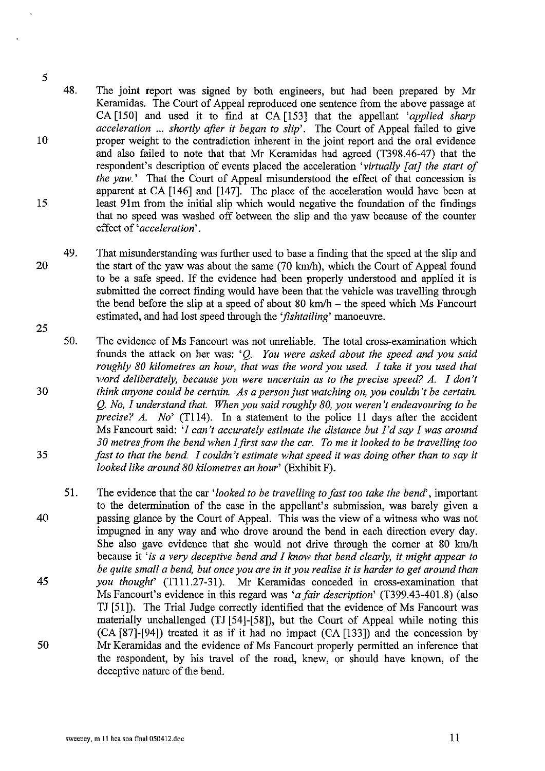48. The joint report was signed by both engineers, but had been prepared by Mr Keramidas. The Court of Appeal reproduced one sentence from the above passage at CA [150] and used it to find at CA [153] that the appellant '*applied sharp acceleration ... shortly after it began to slip*'. The Court of Appeal failed to give proper weight to the contradiction inherent in the joint report and the oral evidence and also failed to note that that Mr Keramidas had agreed (T398.46-47) that the respondent's description of events placed the acceleration '*virtually [at] the start of the yaw.*' That the Court of Appeal misunderstood the effect of that concession is apparent at CA [146] and [147]. The place of the acceleration would have been at least 91m from the initial slip which would negative the foundation of the findings that no speed was washed off between the slip and the yaw because of the counter effect of '*acceleration*'.

49. That misunderstanding was further used to base a finding that the speed at the slip and the start of the yaw was about the same (70 km/h), which the Court of Appeal found to be a safe speed. If the evidence had been properly understood and applied it is submitted the correct finding would have been that the vehicle was travelling through the bend before the slip at a speed of about 80 km/h – the speed which Ms Fancourt estimated, and had lost speed through the '*fishtailing*' manoeuvre.

50. The evidence of Ms Fancourt was not unreliable. The total cross-examination which founds the attack on her was: '*Q. You were asked about the speed and you said roughly 80 kilometres an hour, that was the word you used. I take it you used that word deliberately, because you were uncertain as to the precise speed? A. I don't think anyone could be certain. As a person just watching on, you couldn't be certain. Q. No, I understand that. When you said roughly 80, you weren't endeavouring to be precise? A. No*' (T114). In a statement to the police 11 days after the accident Ms Fancourt said: '*I can't accurately estimate the distance but I'd say I was around 30 metres from the bend when I first saw the car. To me it looked to be travelling too fast to that the bend. I couldn't estimate what speed it was doing other than to say it looked like around 80 kilometres an hour*' (Exhibit F).

51. The evidence that the car '*looked to be travelling to fast too take the bend*', important to the determination of the case in the appellant's submission, was barely given a passing glance by the Court of Appeal. This was the view of a witness who was not impugned in any way and who drove around the bend in each direction every day. She also gave evidence that she would not drive through the corner at 80 km/h because it '*is a very deceptive bend and I know that bend clearly, it might appear to be quite small a bend, but once you are in it you realise it is harder to get around than you thought*' (T111.27-31). Mr Keramidas conceded in cross-examination that Ms Fancourt's evidence in this regard was '*a fair description*' (T399.43-401.8) (also TJ [51]). The Trial Judge correctly identified that the evidence of Ms Fancourt was materially unchallenged (TJ [54]-[58]), but the Court of Appeal while noting this (CA [87]-[94]) treated it as if it had no impact (CA [133]) and the concession by Mr Keramidas and the evidence of Ms Fancourt properly permitted an inference that the respondent, by his travel of the road, knew, or should have known, of the deceptive nature of the bend.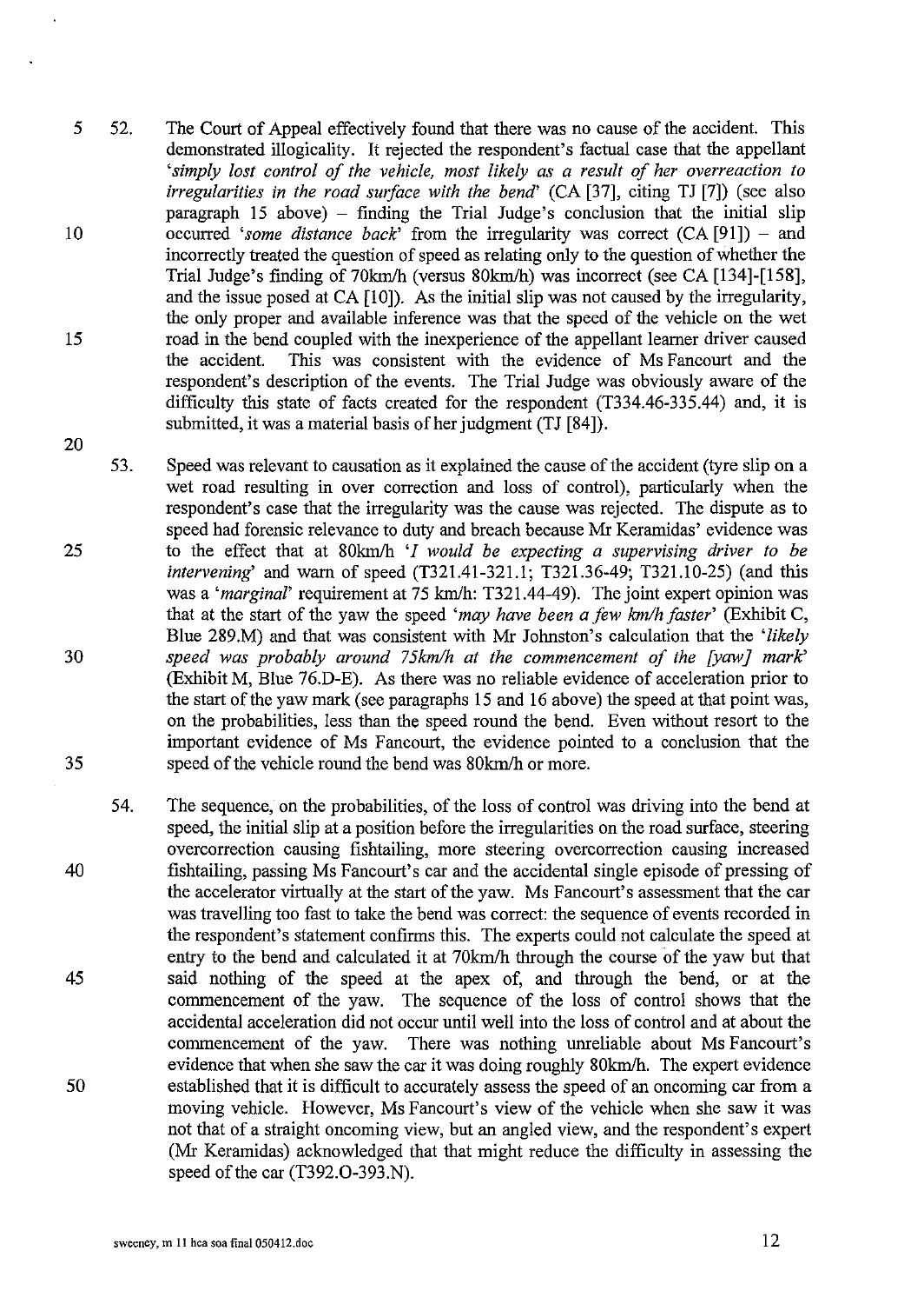52. The Court of Appeal effectively found that there was no cause of the accident. This demonstrated illogicality. It rejected the respondent's factual case that the appellant '*simply lost control of the vehicle, most likely as a result of her overreaction to irregularities in the road surface with the bend*' (CA [37], citing TJ [7]) (see also paragraph 15 above) – finding the Trial Judge's conclusion that the initial slip occurred '*some distance back*' from the irregularity was correct (CA [91]) – and incorrectly treated the question of speed as relating only to the question of whether the Trial Judge's finding of 70km/h (versus 80km/h) was incorrect (see CA [134]-[158], and the issue posed at CA [10]). As the initial slip was not caused by the irregularity, the only proper and available inference was that the speed of the vehicle on the wet road in the bend coupled with the inexperience of the appellant learner driver caused the accident. This was consistent with the evidence of Ms Fancourt and the respondent's description of the events. The Trial Judge was obviously aware of the difficulty this state of facts created for the respondent (T334.46-335.44) and, it is submitted, it was a material basis of her judgment (TJ [84]).

53. Speed was relevant to causation as it explained the cause of the accident (tyre slip on a wet road resulting in over correction and loss of control), particularly when the respondent's case that the irregularity was the cause was rejected. The dispute as to speed had forensic relevance to duty and breach because Mr Keramidas' evidence was to the effect that at 80km/h '*I would be expecting a supervising driver to be intervening*' and warn of speed (T321.41-321.1; T321.36-49; T321.10-25) (and this was a '*marginal*' requirement at 75 km/h: T321.44-49). The joint expert opinion was that at the start of the yaw the speed '*may have been a few km/h faster*' (Exhibit C, Blue 289.M) and that was consistent with Mr Johnston's calculation that the '*likely speed was probably around 75km/h at the commencement of the [yaw] mark*' (Exhibit M, Blue 76.D-E). As there was no reliable evidence of acceleration prior to the start of the yaw mark (see paragraphs 15 and 16 above) the speed at that point was, on the probabilities, less than the speed round the bend. Even without resort to the important evidence of Ms Fancourt, the evidence pointed to a conclusion that the speed of the vehicle round the bend was 80km/h or more.

54. The sequence, on the probabilities, of the loss of control was driving into the bend at speed, the initial slip at a position before the irregularities on the road surface, steering overcorrection causing fishtailing, more steering overcorrection causing increased fishtailing, passing Ms Fancourt's car and the accidental single episode of pressing of the accelerator virtually at the start of the yaw. Ms Fancourt's assessment that the car was travelling too fast to take the bend was correct: the sequence of events recorded in the respondent's statement confirms this. The experts could not calculate the speed at entry to the bend and calculated it at 70km/h through the course of the yaw but that said nothing of the speed at the apex of, and through the bend, or at the commencement of the yaw. The sequence of the loss of control shows that the accidental acceleration did not occur until well into the loss of control and at about the commencement of the yaw. There was nothing unreliable about Ms Fancourt's evidence that when she saw the car it was doing roughly 80km/h. The expert evidence established that it is difficult to accurately assess the speed of an oncoming car from a moving vehicle. However, Ms Fancourt's view of the vehicle when she saw it was not that of a straight oncoming view, but an angled view, and the respondent's expert (Mr Keramidas) acknowledged that that might reduce the difficulty in assessing the speed of the car (T392.O-393.N).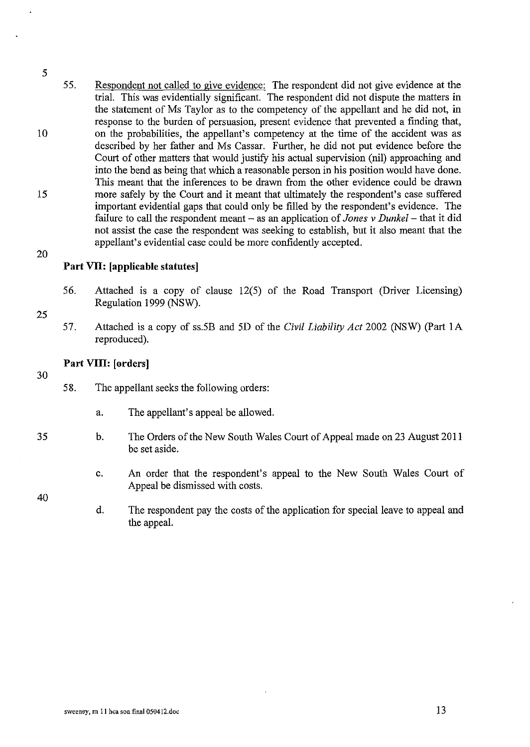55. Respondent not called to give evidence: The respondent did not give evidence at the trial. This was evidentially significant. The respondent did not dispute the matters in the statement of Ms Taylor as to the competency of the appellant and he did not, in response to the burden of persuasion, present evidence that prevented a finding that, on the probabilities, the appellant's competency at the time of the accident was as described by her father and Ms Cassar. Further, he did not put evidence before the Court of other matters that would justify his actual supervision (nil) approaching and into the bend as being that which a reasonable person in his position would have done. This meant that the inferences to be drawn from the other evidence could be drawn more safely by the Court and it meant that ultimately the respondent's case suffered important evidential gaps that could only be filled by the respondent's evidence. The failure to call the respondent meant – as an application of *Jones v Dunkel* – that it did not assist the case the respondent was seeking to establish, but it also meant that the appellant's evidential case could be more confidently accepted.

**Part VII: [applicable statutes]**

56. Attached is a copy of clause 12(5) of the Road Transport (Driver Licensing) Regulation 1999 (NSW).

57. Attached is a copy of ss.5B and 5D of the *Civil Liability Act* 2002 (NSW) (Part 1A reproduced).

**Part VIII: [orders]**

58. The appellant seeks the following orders:

    a. The appellant's appeal be allowed.

    b. The Orders of the New South Wales Court of Appeal made on 23 August 2011 be set aside.

    c. An order that the respondent's appeal to the New South Wales Court of Appeal be dismissed with costs.

    d. The respondent pay the costs of the application for special leave to appeal and the appeal.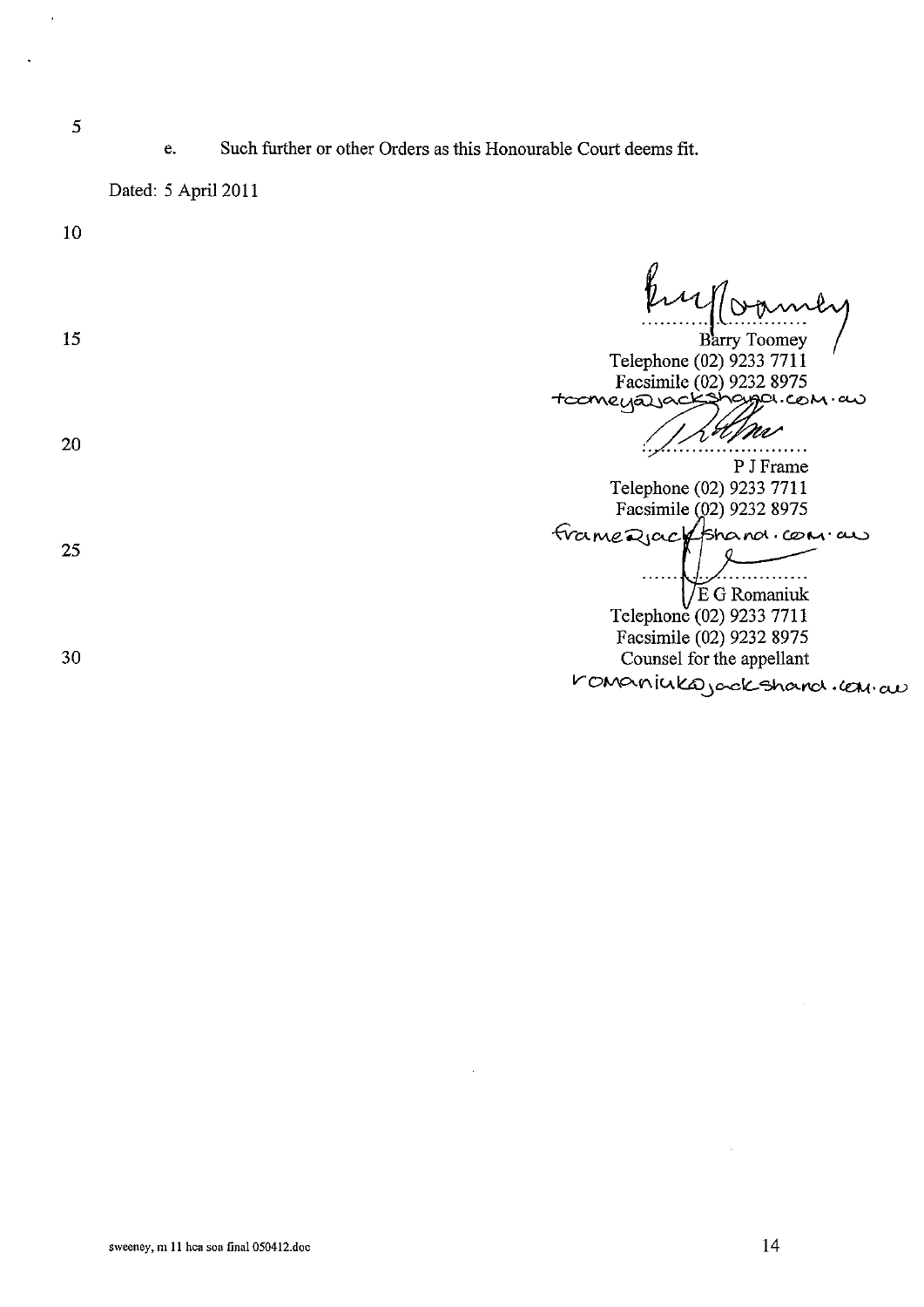e. Such further or other Orders as this Honourable Court deems fit.

Dated: 5 April 2011

Barry Toomey
Telephone (02) 9233 7711
Facsimile (02) 9232 8975
toomey@jackshand.com.au

P J Frame
Telephone (02) 9233 7711
Facsimile (02) 9232 8975
frame@jackshand.com.au

E G Romaniuk
Telephone (02) 9233 7711
Facsimile (02) 9232 8975
Counsel for the appellant
romaniuk@jackshand.com.au

sweeney, m 11 hca soa final 050412.doc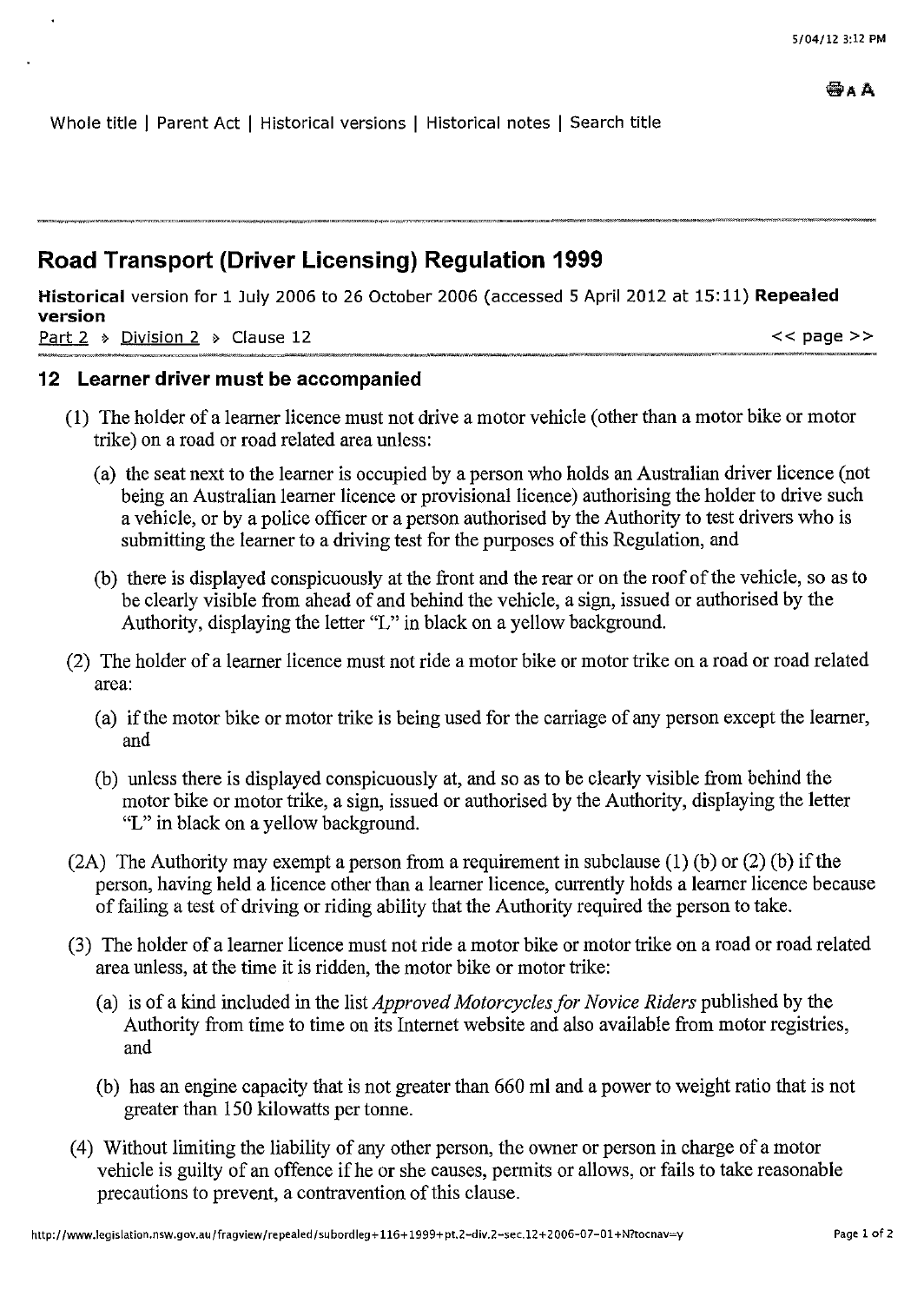Whole title | Parent Act | Historical versions | Historical notes | Search title

## Road Transport (Driver Licensing) Regulation 1999

**Historical** version for 1 July 2006 to 26 October 2006 (accessed 5 April 2012 at 15:11) **Repealed version**

Part 2 » Division 2 » Clause 12 << page >>

### 12 Learner driver must be accompanied

(1) The holder of a learner licence must not drive a motor vehicle (other than a motor bike or motor trike) on a road or road related area unless:

(a) the seat next to the learner is occupied by a person who holds an Australian driver licence (not being an Australian learner licence or provisional licence) authorising the holder to drive such a vehicle, or by a police officer or a person authorised by the Authority to test drivers who is submitting the learner to a driving test for the purposes of this Regulation, and

(b) there is displayed conspicuously at the front and the rear or on the roof of the vehicle, so as to be clearly visible from ahead of and behind the vehicle, a sign, issued or authorised by the Authority, displaying the letter "L" in black on a yellow background.

(2) The holder of a learner licence must not ride a motor bike or motor trike on a road or road related area:

(a) if the motor bike or motor trike is being used for the carriage of any person except the learner, and

(b) unless there is displayed conspicuously at, and so as to be clearly visible from behind the motor bike or motor trike, a sign, issued or authorised by the Authority, displaying the letter "L" in black on a yellow background.

(2A) The Authority may exempt a person from a requirement in subclause (1) (b) or (2) (b) if the person, having held a licence other than a learner licence, currently holds a learner licence because of failing a test of driving or riding ability that the Authority required the person to take.

(3) The holder of a learner licence must not ride a motor bike or motor trike on a road or road related area unless, at the time it is ridden, the motor bike or motor trike:

(a) is of a kind included in the list *Approved Motorcycles for Novice Riders* published by the Authority from time to time on its Internet website and also available from motor registries, and

(b) has an engine capacity that is not greater than 660 ml and a power to weight ratio that is not greater than 150 kilowatts per tonne.

(4) Without limiting the liability of any other person, the owner or person in charge of a motor vehicle is guilty of an offence if he or she causes, permits or allows, or fails to take reasonable precautions to prevent, a contravention of this clause.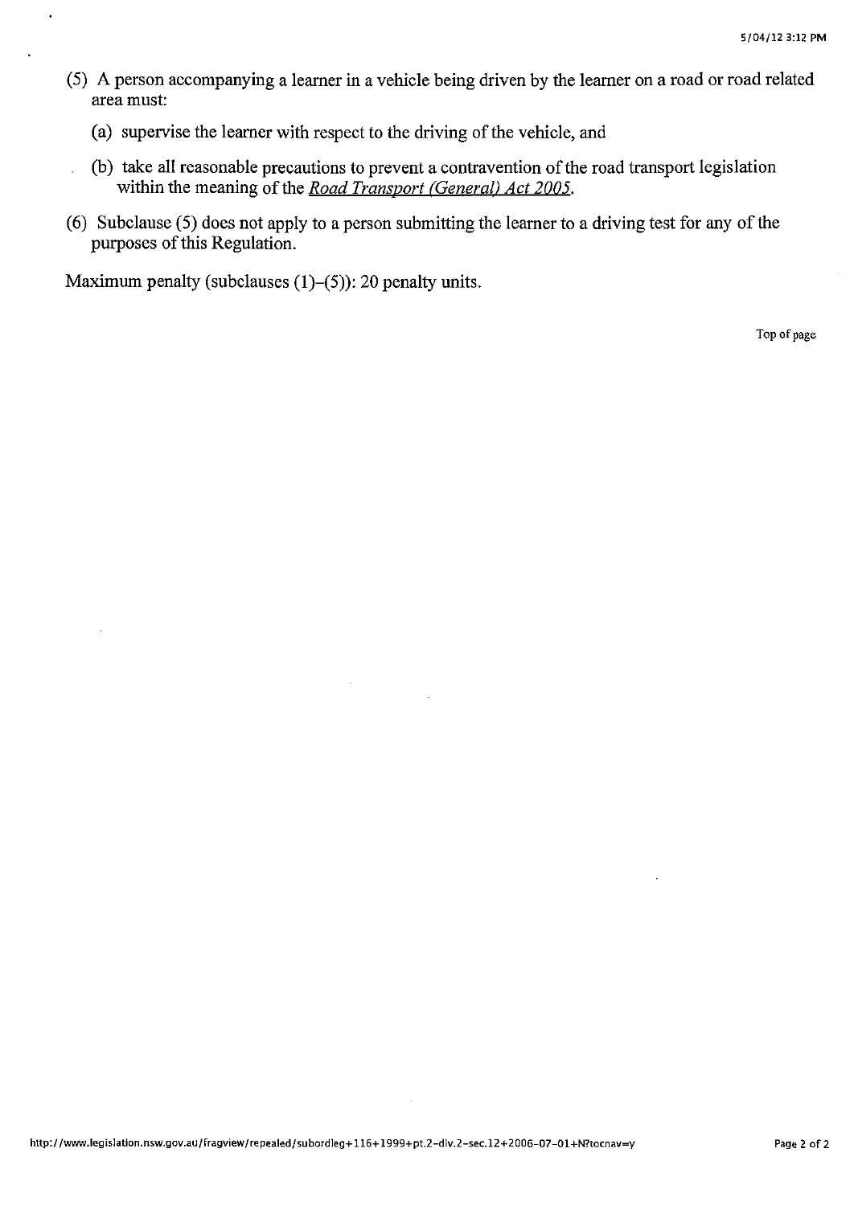(5) A person accompanying a learner in a vehicle being driven by the learner on a road or road related area must:

(a) supervise the learner with respect to the driving of the vehicle, and

(b) take all reasonable precautions to prevent a contravention of the road transport legislation within the meaning of the *Road Transport (General) Act 2005*.

(6) Subclause (5) does not apply to a person submitting the learner to a driving test for any of the purposes of this Regulation.

Maximum penalty (subclauses (1)–(5)): 20 penalty units.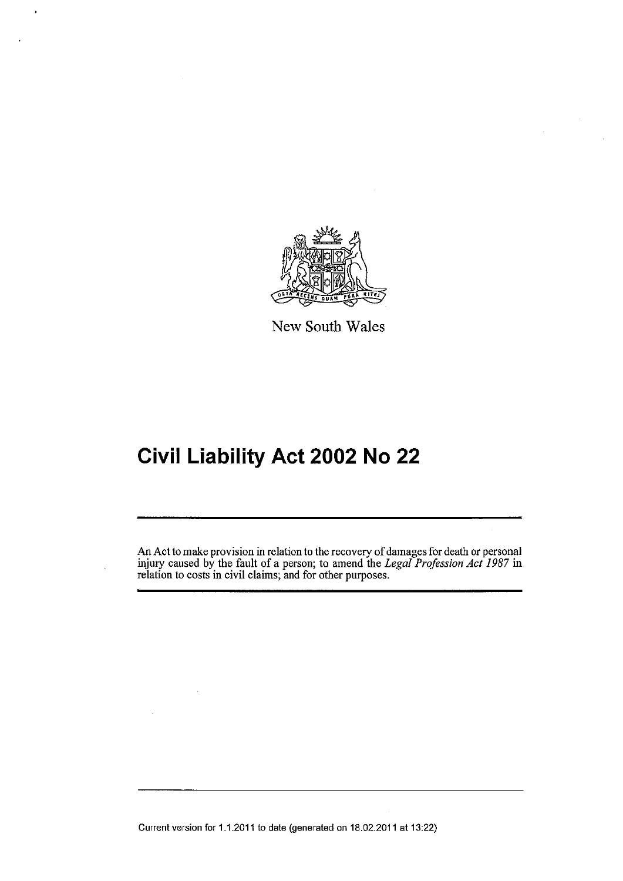New South Wales

# Civil Liability Act 2002 No 22

An Act to make provision in relation to the recovery of damages for death or personal injury caused by the fault of a person; to amend the *Legal Profession Act 1987* in relation to costs in civil claims; and for other purposes.

Current version for 1.1.2011 to date (generated on 18.02.2011 at 13:22)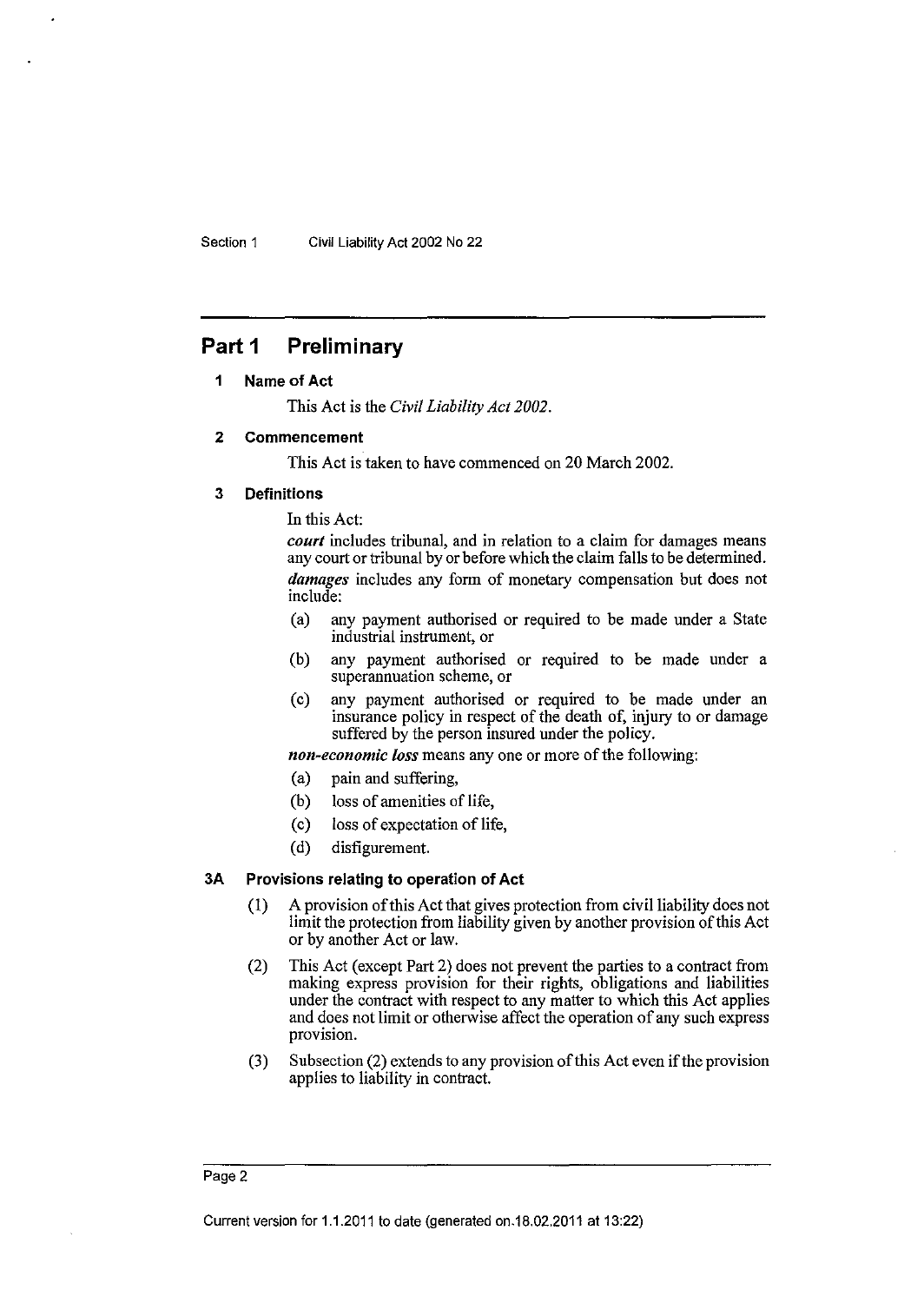## Part 1 Preliminary

### 1 Name of Act

This Act is the *Civil Liability Act 2002*.

### 2 Commencement

This Act is taken to have commenced on 20 March 2002.

### 3 Definitions

In this Act:

***court*** includes tribunal, and in relation to a claim for damages means any court or tribunal by or before which the claim falls to be determined.

***damages*** includes any form of monetary compensation but does not include:

- (a) any payment authorised or required to be made under a State industrial instrument, or
- (b) any payment authorised or required to be made under a superannuation scheme, or
- (c) any payment authorised or required to be made under an insurance policy in respect of the death of, injury to or damage suffered by the person insured under the policy.

***non-economic loss*** means any one or more of the following:

- (a) pain and suffering,
- (b) loss of amenities of life,
- (c) loss of expectation of life,
- (d) disfigurement.

### 3A Provisions relating to operation of Act

(1) A provision of this Act that gives protection from civil liability does not limit the protection from liability given by another provision of this Act or by another Act or law.

(2) This Act (except Part 2) does not prevent the parties to a contract from making express provision for their rights, obligations and liabilities under the contract with respect to any matter to which this Act applies and does not limit or otherwise affect the operation of any such express provision.

(3) Subsection (2) extends to any provision of this Act even if the provision applies to liability in contract.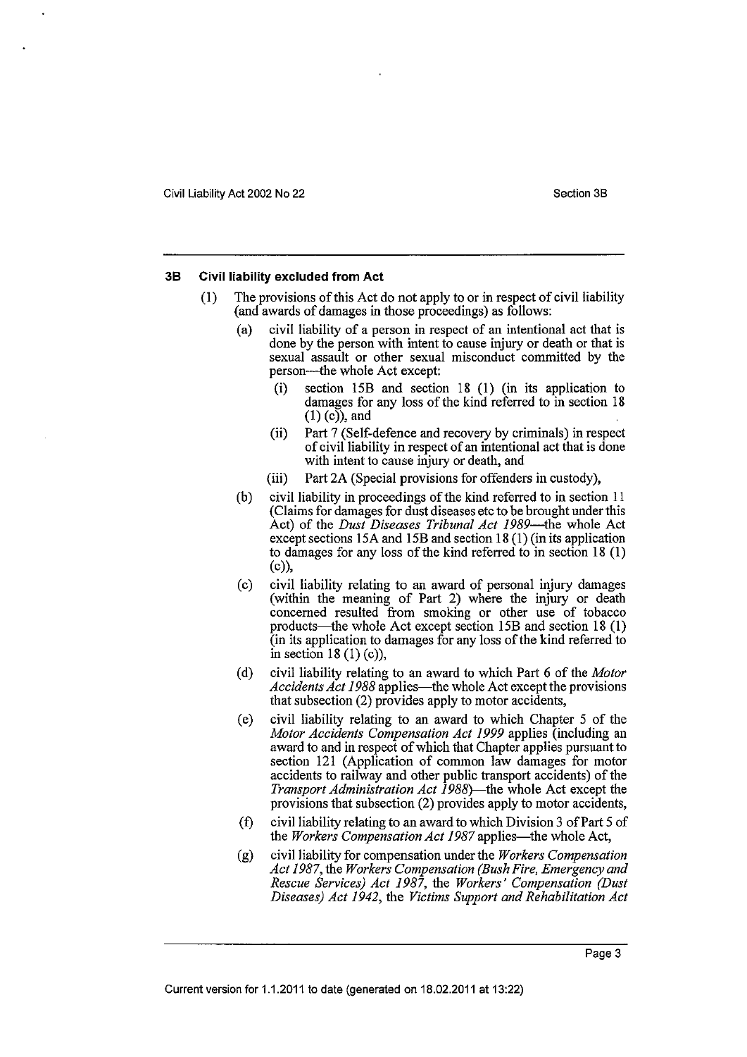### 3B Civil liability excluded from Act

(1) The provisions of this Act do not apply to or in respect of civil liability (and awards of damages in those proceedings) as follows:

(a) civil liability of a person in respect of an intentional act that is done by the person with intent to cause injury or death or that is sexual assault or other sexual misconduct committed by the person—the whole Act except:

(i) section 15B and section 18 (1) (in its application to damages for any loss of the kind referred to in section 18 (1) (c)), and

(ii) Part 7 (Self-defence and recovery by criminals) in respect of civil liability in respect of an intentional act that is done with intent to cause injury or death, and

(iii) Part 2A (Special provisions for offenders in custody),

(b) civil liability in proceedings of the kind referred to in section 11 (Claims for damages for dust diseases etc to be brought under this Act) of the *Dust Diseases Tribunal Act 1989*—the whole Act except sections 15A and 15B and section 18 (1) (in its application to damages for any loss of the kind referred to in section 18 (1) (c)),

(c) civil liability relating to an award of personal injury damages (within the meaning of Part 2) where the injury or death concerned resulted from smoking or other use of tobacco products—the whole Act except section 15B and section 18 (1) (in its application to damages for any loss of the kind referred to in section 18 (1) (c)),

(d) civil liability relating to an award to which Part 6 of the *Motor Accidents Act 1988* applies—the whole Act except the provisions that subsection (2) provides apply to motor accidents,

(e) civil liability relating to an award to which Chapter 5 of the *Motor Accidents Compensation Act 1999* applies (including an award to and in respect of which that Chapter applies pursuant to section 121 (Application of common law damages for motor accidents to railway and other public transport accidents) of the *Transport Administration Act 1988*)—the whole Act except the provisions that subsection (2) provides apply to motor accidents,

(f) civil liability relating to an award to which Division 3 of Part 5 of the *Workers Compensation Act 1987* applies—the whole Act,

(g) civil liability for compensation under the *Workers Compensation Act 1987*, the *Workers Compensation (Bush Fire, Emergency and Rescue Services) Act 1987*, the *Workers' Compensation (Dust Diseases) Act 1942*, the *Victims Support and Rehabilitation Act*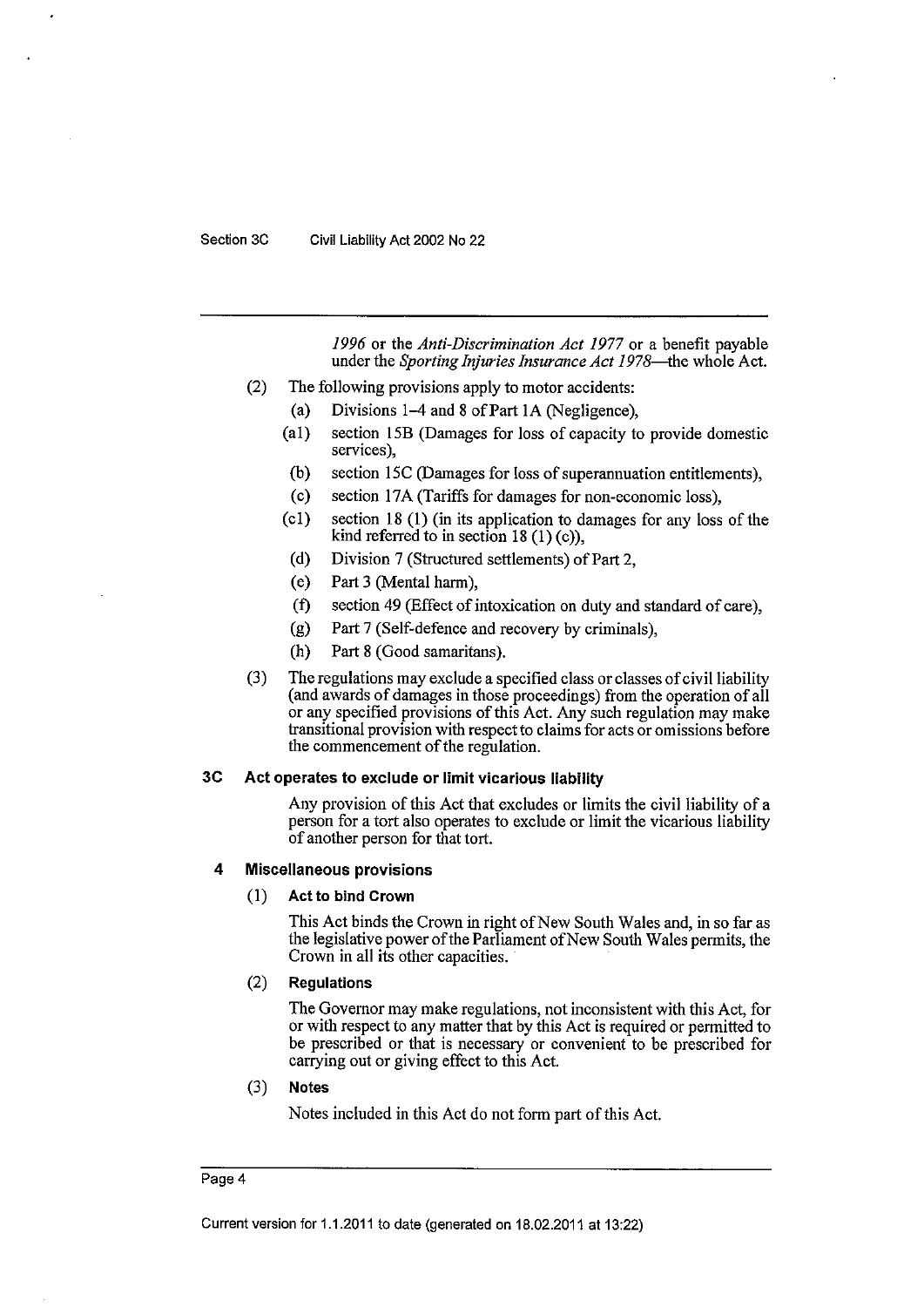*1996* or the *Anti-Discrimination Act 1977* or a benefit payable under the *Sporting Injuries Insurance Act 1978*—the whole Act.

(2) The following provisions apply to motor accidents:

- (a) Divisions 1–4 and 8 of Part 1A (Negligence),
- (a1) section 15B (Damages for loss of capacity to provide domestic services),
- (b) section 15C (Damages for loss of superannuation entitlements),
- (c) section 17A (Tariffs for damages for non-economic loss),
- (c1) section 18 (1) (in its application to damages for any loss of the kind referred to in section 18 (1) (c)),
- (d) Division 7 (Structured settlements) of Part 2,
- (e) Part 3 (Mental harm),
- (f) section 49 (Effect of intoxication on duty and standard of care),
- (g) Part 7 (Self-defence and recovery by criminals),
- (h) Part 8 (Good samaritans).

(3) The regulations may exclude a specified class or classes of civil liability (and awards of damages in those proceedings) from the operation of all or any specified provisions of this Act. Any such regulation may make transitional provision with respect to claims for acts or omissions before the commencement of the regulation.

### 3C Act operates to exclude or limit vicarious liability

Any provision of this Act that excludes or limits the civil liability of a person for a tort also operates to exclude or limit the vicarious liability of another person for that tort.

### 4 Miscellaneous provisions

(1) **Act to bind Crown**

This Act binds the Crown in right of New South Wales and, in so far as the legislative power of the Parliament of New South Wales permits, the Crown in all its other capacities.

(2) **Regulations**

The Governor may make regulations, not inconsistent with this Act, for or with respect to any matter that by this Act is required or permitted to be prescribed or that is necessary or convenient to be prescribed for carrying out or giving effect to this Act.

(3) **Notes**

Notes included in this Act do not form part of this Act.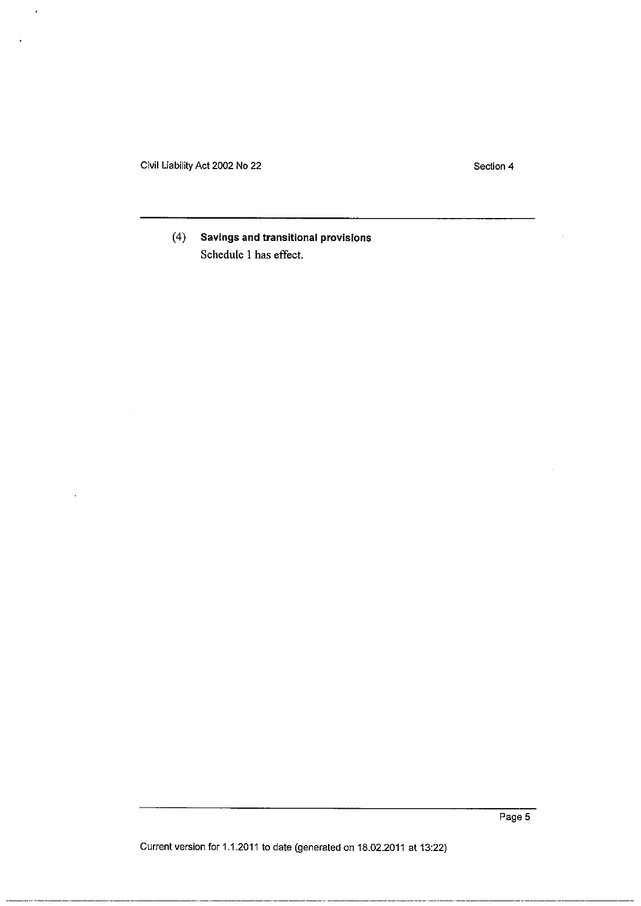(4) **Savings and transitional provisions**

Schedule 1 has effect.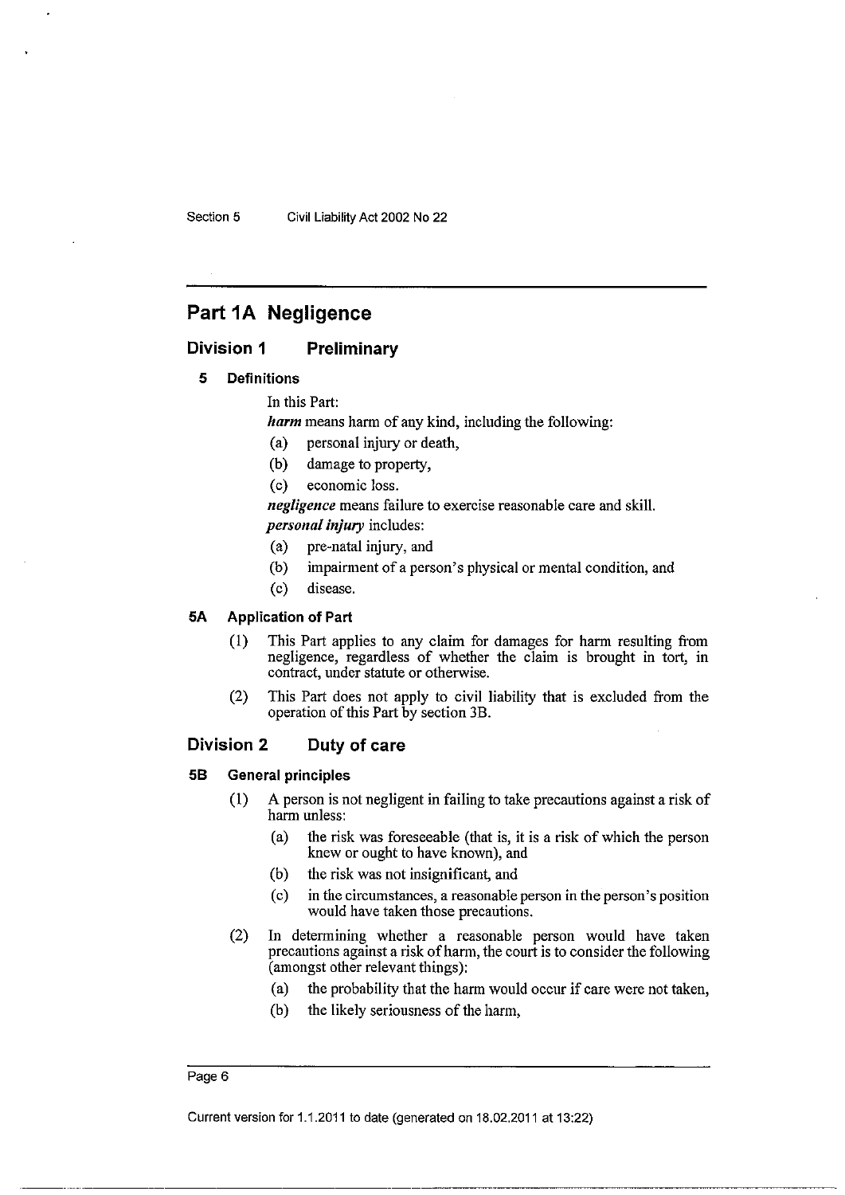## Part 1A Negligence

### Division 1 Preliminary

#### 5 Definitions

In this Part:

***harm*** means harm of any kind, including the following:

- (a) personal injury or death,
- (b) damage to property,
- (c) economic loss.

***negligence*** means failure to exercise reasonable care and skill.

***personal injury*** includes:

- (a) pre-natal injury, and
- (b) impairment of a person's physical or mental condition, and
- (c) disease.

#### 5A Application of Part

(1) This Part applies to any claim for damages for harm resulting from negligence, regardless of whether the claim is brought in tort, in contract, under statute or otherwise.

(2) This Part does not apply to civil liability that is excluded from the operation of this Part by section 3B.

### Division 2 Duty of care

#### 5B General principles

(1) A person is not negligent in failing to take precautions against a risk of harm unless:

- (a) the risk was foreseeable (that is, it is a risk of which the person knew or ought to have known), and
- (b) the risk was not insignificant, and
- (c) in the circumstances, a reasonable person in the person's position would have taken those precautions.

(2) In determining whether a reasonable person would have taken precautions against a risk of harm, the court is to consider the following (amongst other relevant things):

- (a) the probability that the harm would occur if care were not taken,
- (b) the likely seriousness of the harm,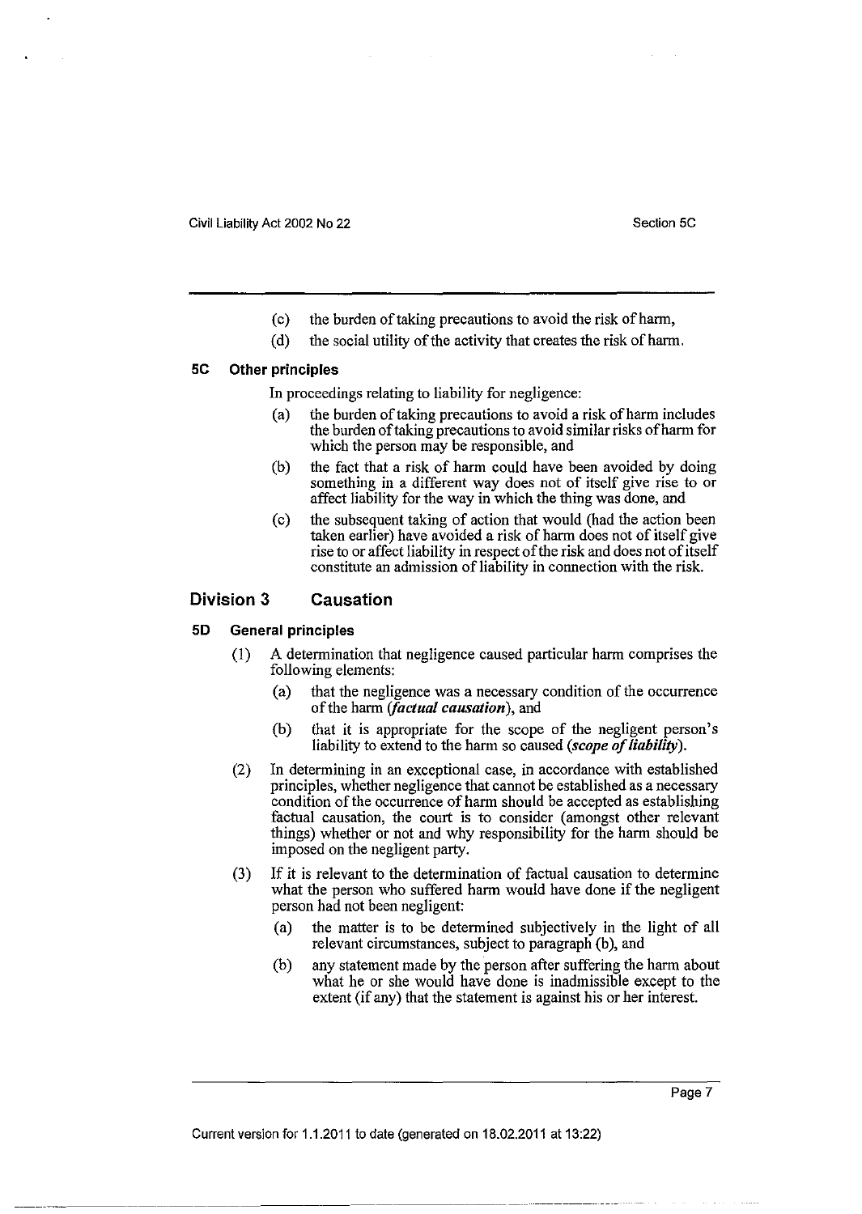- (c) the burden of taking precautions to avoid the risk of harm,
- (d) the social utility of the activity that creates the risk of harm.

### 5C Other principles

In proceedings relating to liability for negligence:

- (a) the burden of taking precautions to avoid a risk of harm includes the burden of taking precautions to avoid similar risks of harm for which the person may be responsible, and
- (b) the fact that a risk of harm could have been avoided by doing something in a different way does not of itself give rise to or affect liability for the way in which the thing was done, and
- (c) the subsequent taking of action that would (had the action been taken earlier) have avoided a risk of harm does not of itself give rise to or affect liability in respect of the risk and does not of itself constitute an admission of liability in connection with the risk.

## Division 3 Causation

### 5D General principles

(1) A determination that negligence caused particular harm comprises the following elements:

- (a) that the negligence was a necessary condition of the occurrence of the harm (***factual causation***), and
- (b) that it is appropriate for the scope of the negligent person's liability to extend to the harm so caused (***scope of liability***).

(2) In determining in an exceptional case, in accordance with established principles, whether negligence that cannot be established as a necessary condition of the occurrence of harm should be accepted as establishing factual causation, the court is to consider (amongst other relevant things) whether or not and why responsibility for the harm should be imposed on the negligent party.

(3) If it is relevant to the determination of factual causation to determine what the person who suffered harm would have done if the negligent person had not been negligent:

- (a) the matter is to be determined subjectively in the light of all relevant circumstances, subject to paragraph (b), and
- (b) any statement made by the person after suffering the harm about what he or she would have done is inadmissible except to the extent (if any) that the statement is against his or her interest.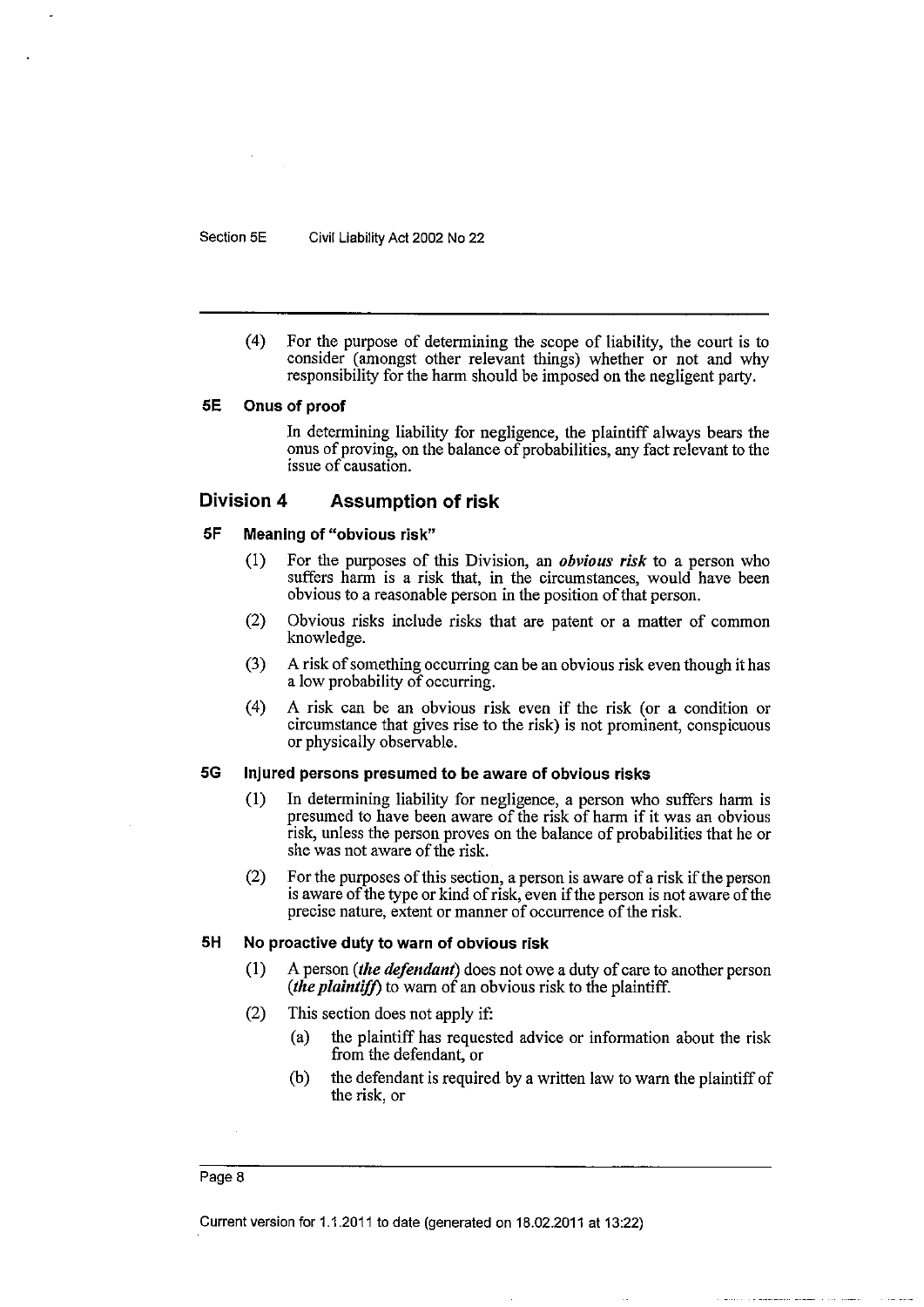(4) For the purpose of determining the scope of liability, the court is to consider (amongst other relevant things) whether or not and why responsibility for the harm should be imposed on the negligent party.

### 5E Onus of proof

In determining liability for negligence, the plaintiff always bears the onus of proving, on the balance of probabilities, any fact relevant to the issue of causation.

## Division 4 Assumption of risk

### 5F Meaning of "obvious risk"

(1) For the purposes of this Division, an ***obvious risk*** to a person who suffers harm is a risk that, in the circumstances, would have been obvious to a reasonable person in the position of that person.

(2) Obvious risks include risks that are patent or a matter of common knowledge.

(3) A risk of something occurring can be an obvious risk even though it has a low probability of occurring.

(4) A risk can be an obvious risk even if the risk (or a condition or circumstance that gives rise to the risk) is not prominent, conspicuous or physically observable.

### 5G Injured persons presumed to be aware of obvious risks

(1) In determining liability for negligence, a person who suffers harm is presumed to have been aware of the risk of harm if it was an obvious risk, unless the person proves on the balance of probabilities that he or she was not aware of the risk.

(2) For the purposes of this section, a person is aware of a risk if the person is aware of the type or kind of risk, even if the person is not aware of the precise nature, extent or manner of occurrence of the risk.

### 5H No proactive duty to warn of obvious risk

(1) A person (***the defendant***) does not owe a duty of care to another person (***the plaintiff***) to warn of an obvious risk to the plaintiff.

(2) This section does not apply if:

(a) the plaintiff has requested advice or information about the risk from the defendant, or

(b) the defendant is required by a written law to warn the plaintiff of the risk, or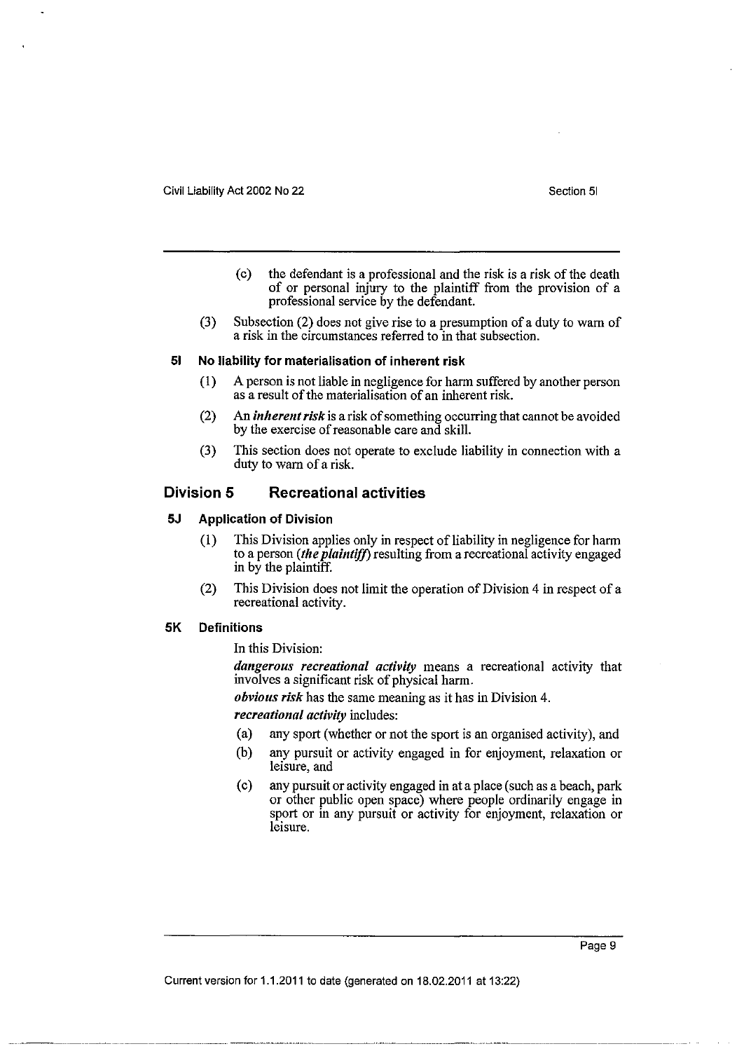(c) the defendant is a professional and the risk is a risk of the death of or personal injury to the plaintiff from the provision of a professional service by the defendant.

(3) Subsection (2) does not give rise to a presumption of a duty to warn of a risk in the circumstances referred to in that subsection.

### 5I No liability for materialisation of inherent risk

(1) A person is not liable in negligence for harm suffered by another person as a result of the materialisation of an inherent risk.

(2) An ***inherent risk*** is a risk of something occurring that cannot be avoided by the exercise of reasonable care and skill.

(3) This section does not operate to exclude liability in connection with a duty to warn of a risk.

## Division 5 Recreational activities

### 5J Application of Division

(1) This Division applies only in respect of liability in negligence for harm to a person (***the plaintiff***) resulting from a recreational activity engaged in by the plaintiff.

(2) This Division does not limit the operation of Division 4 in respect of a recreational activity.

### 5K Definitions

In this Division:

***dangerous recreational activity*** means a recreational activity that involves a significant risk of physical harm.

***obvious risk*** has the same meaning as it has in Division 4.

***recreational activity*** includes:

(a) any sport (whether or not the sport is an organised activity), and

(b) any pursuit or activity engaged in for enjoyment, relaxation or leisure, and

(c) any pursuit or activity engaged in at a place (such as a beach, park or other public open space) where people ordinarily engage in sport or in any pursuit or activity for enjoyment, relaxation or leisure.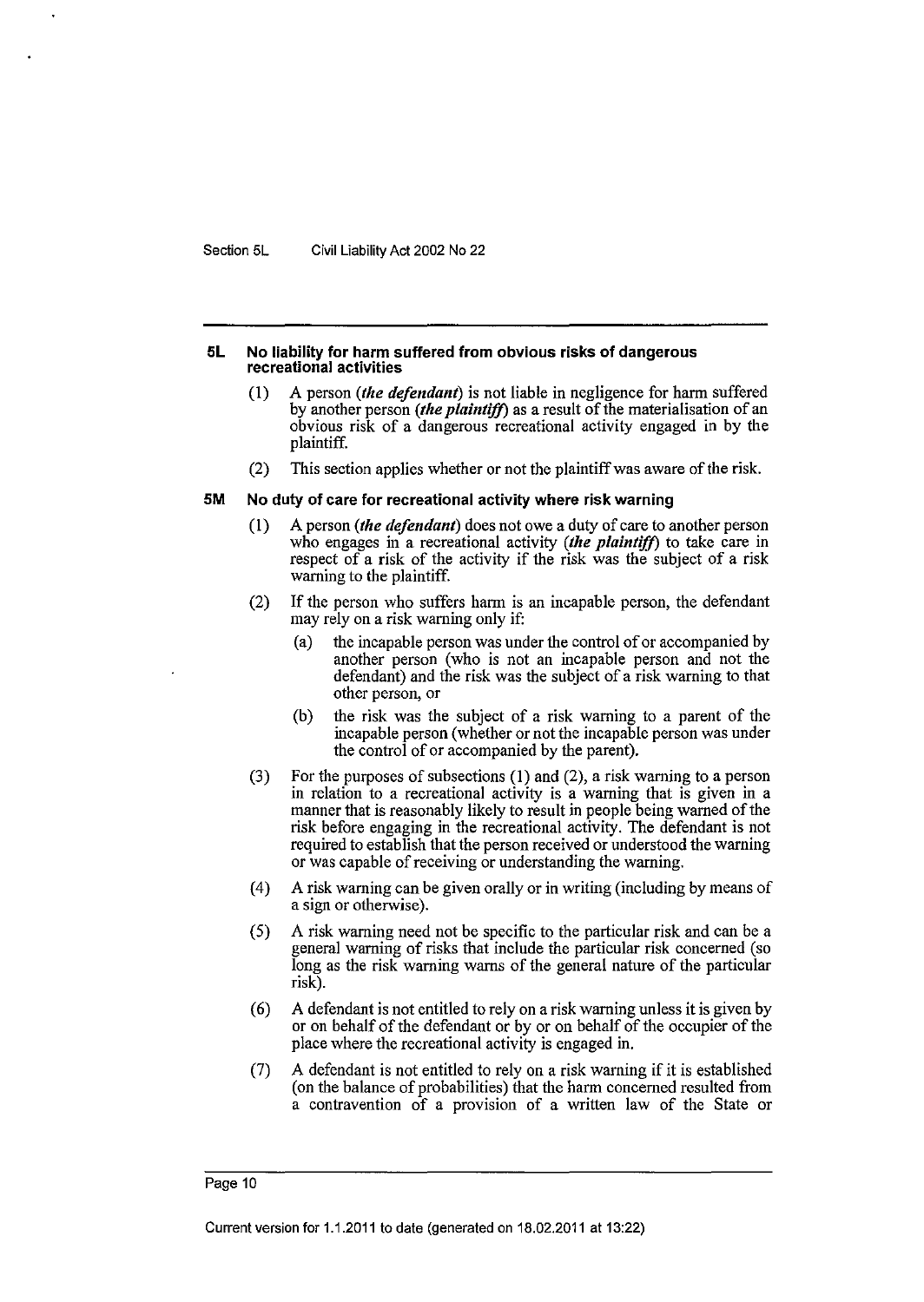### 5L No liability for harm suffered from obvious risks of dangerous recreational activities

(1) A person (***the defendant***) is not liable in negligence for harm suffered by another person (***the plaintiff***) as a result of the materialisation of an obvious risk of a dangerous recreational activity engaged in by the plaintiff.

(2) This section applies whether or not the plaintiff was aware of the risk.

### 5M No duty of care for recreational activity where risk warning

(1) A person (***the defendant***) does not owe a duty of care to another person who engages in a recreational activity (***the plaintiff***) to take care in respect of a risk of the activity if the risk was the subject of a risk warning to the plaintiff.

(2) If the person who suffers harm is an incapable person, the defendant may rely on a risk warning only if:

- (a) the incapable person was under the control of or accompanied by another person (who is not an incapable person and not the defendant) and the risk was the subject of a risk warning to that other person, or
- (b) the risk was the subject of a risk warning to a parent of the incapable person (whether or not the incapable person was under the control of or accompanied by the parent).

(3) For the purposes of subsections (1) and (2), a risk warning to a person in relation to a recreational activity is a warning that is given in a manner that is reasonably likely to result in people being warned of the risk before engaging in the recreational activity. The defendant is not required to establish that the person received or understood the warning or was capable of receiving or understanding the warning.

(4) A risk warning can be given orally or in writing (including by means of a sign or otherwise).

(5) A risk warning need not be specific to the particular risk and can be a general warning of risks that include the particular risk concerned (so long as the risk warning warns of the general nature of the particular risk).

(6) A defendant is not entitled to rely on a risk warning unless it is given by or on behalf of the defendant or by or on behalf of the occupier of the place where the recreational activity is engaged in.

(7) A defendant is not entitled to rely on a risk warning if it is established (on the balance of probabilities) that the harm concerned resulted from a contravention of a provision of a written law of the State or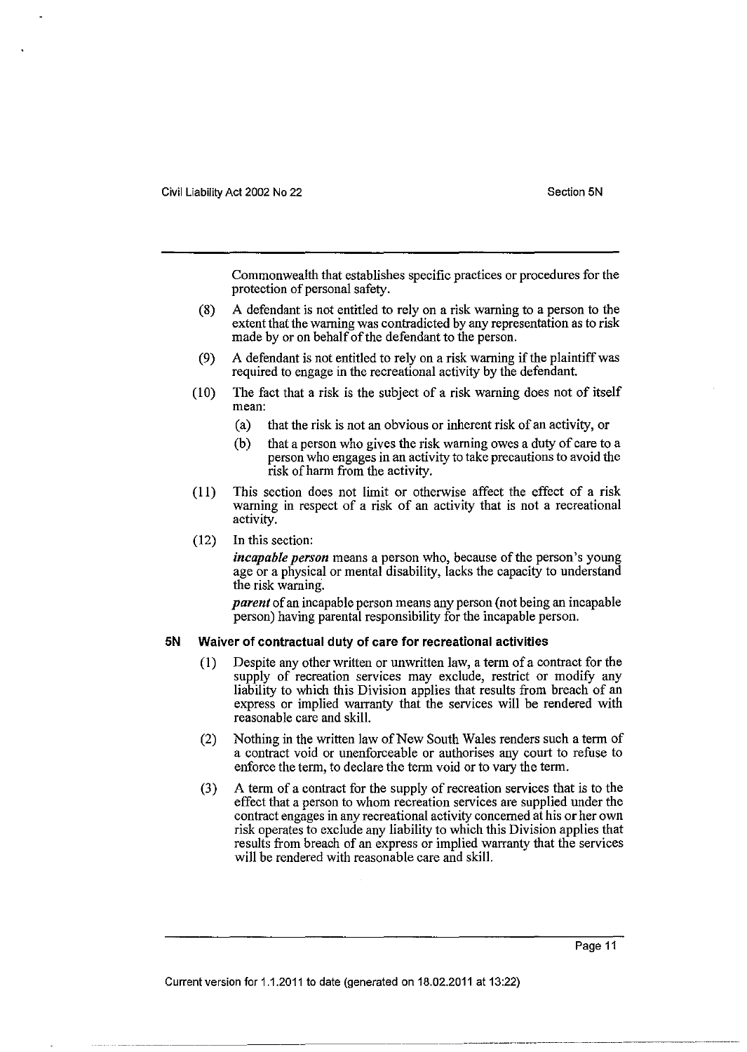Commonwealth that establishes specific practices or procedures for the protection of personal safety.

(8) A defendant is not entitled to rely on a risk warning to a person to the extent that the warning was contradicted by any representation as to risk made by or on behalf of the defendant to the person.

(9) A defendant is not entitled to rely on a risk warning if the plaintiff was required to engage in the recreational activity by the defendant.

(10) The fact that a risk is the subject of a risk warning does not of itself mean:

- (a) that the risk is not an obvious or inherent risk of an activity, or
- (b) that a person who gives the risk warning owes a duty of care to a person who engages in an activity to take precautions to avoid the risk of harm from the activity.

(11) This section does not limit or otherwise affect the effect of a risk warning in respect of a risk of an activity that is not a recreational activity.

(12) In this section:

***incapable person*** means a person who, because of the person's young age or a physical or mental disability, lacks the capacity to understand the risk warning.

***parent*** of an incapable person means any person (not being an incapable person) having parental responsibility for the incapable person.

### 5N Waiver of contractual duty of care for recreational activities

(1) Despite any other written or unwritten law, a term of a contract for the supply of recreation services may exclude, restrict or modify any liability to which this Division applies that results from breach of an express or implied warranty that the services will be rendered with reasonable care and skill.

(2) Nothing in the written law of New South Wales renders such a term of a contract void or unenforceable or authorises any court to refuse to enforce the term, to declare the term void or to vary the term.

(3) A term of a contract for the supply of recreation services that is to the effect that a person to whom recreation services are supplied under the contract engages in any recreational activity concerned at his or her own risk operates to exclude any liability to which this Division applies that results from breach of an express or implied warranty that the services will be rendered with reasonable care and skill.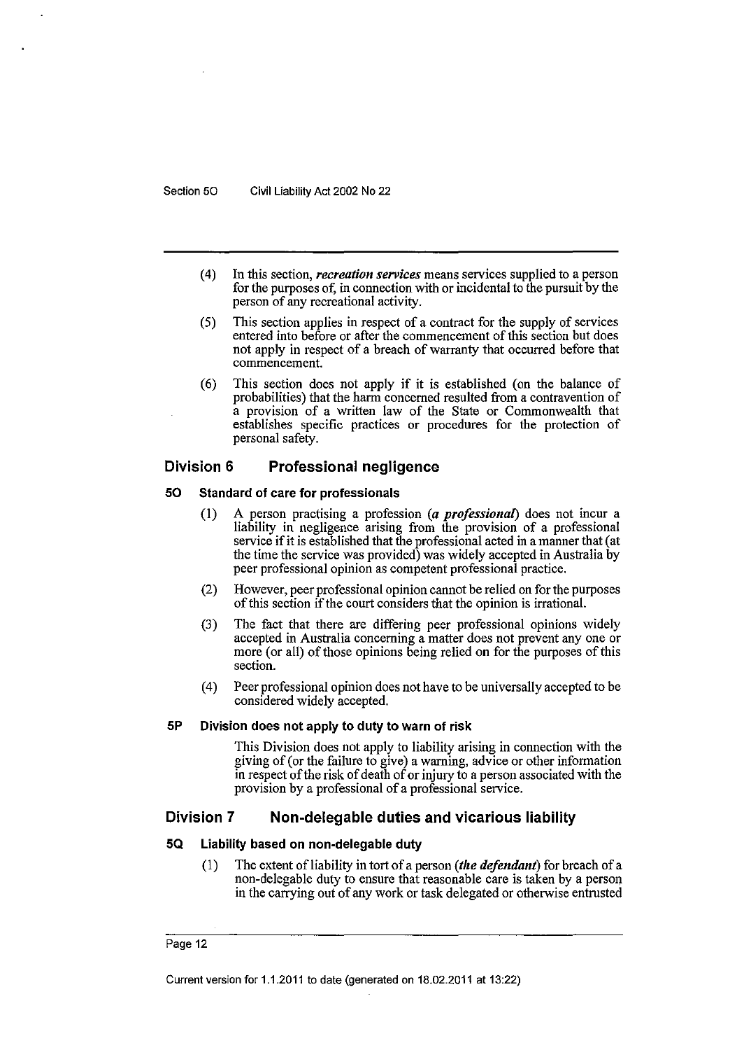(4) In this section, ***recreation services*** means services supplied to a person for the purposes of, in connection with or incidental to the pursuit by the person of any recreational activity.

(5) This section applies in respect of a contract for the supply of services entered into before or after the commencement of this section but does not apply in respect of a breach of warranty that occurred before that commencement.

(6) This section does not apply if it is established (on the balance of probabilities) that the harm concerned resulted from a contravention of a provision of a written law of the State or Commonwealth that establishes specific practices or procedures for the protection of personal safety.

## Division 6 Professional negligence

### 5O Standard of care for professionals

(1) A person practising a profession (***a professional***) does not incur a liability in negligence arising from the provision of a professional service if it is established that the professional acted in a manner that (at the time the service was provided) was widely accepted in Australia by peer professional opinion as competent professional practice.

(2) However, peer professional opinion cannot be relied on for the purposes of this section if the court considers that the opinion is irrational.

(3) The fact that there are differing peer professional opinions widely accepted in Australia concerning a matter does not prevent any one or more (or all) of those opinions being relied on for the purposes of this section.

(4) Peer professional opinion does not have to be universally accepted to be considered widely accepted.

### 5P Division does not apply to duty to warn of risk

This Division does not apply to liability arising in connection with the giving of (or the failure to give) a warning, advice or other information in respect of the risk of death of or injury to a person associated with the provision by a professional of a professional service.

## Division 7 Non-delegable duties and vicarious liability

### 5Q Liability based on non-delegable duty

(1) The extent of liability in tort of a person (***the defendant***) for breach of a non-delegable duty to ensure that reasonable care is taken by a person in the carrying out of any work or task delegated or otherwise entrusted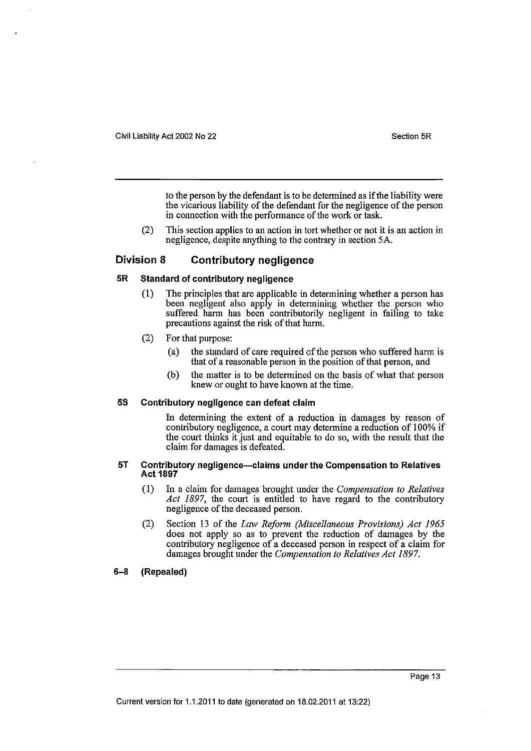to the person by the defendant is to be determined as if the liability were the vicarious liability of the defendant for the negligence of the person in connection with the performance of the work or task.

(2) This section applies to an action in tort whether or not it is an action in negligence, despite anything to the contrary in section 5A.

## Division 8 Contributory negligence

### 5R Standard of contributory negligence

(1) The principles that are applicable in determining whether a person has been negligent also apply in determining whether the person who suffered harm has been contributorily negligent in failing to take precautions against the risk of that harm.

(2) For that purpose:

(a) the standard of care required of the person who suffered harm is that of a reasonable person in the position of that person, and

(b) the matter is to be determined on the basis of what that person knew or ought to have known at the time.

### 5S Contributory negligence can defeat claim

In determining the extent of a reduction in damages by reason of contributory negligence, a court may determine a reduction of 100% if the court thinks it just and equitable to do so, with the result that the claim for damages is defeated.

### 5T Contributory negligence—claims under the Compensation to Relatives Act 1897

(1) In a claim for damages brought under the *Compensation to Relatives Act 1897*, the court is entitled to have regard to the contributory negligence of the deceased person.

(2) Section 13 of the *Law Reform (Miscellaneous Provisions) Act 1965* does not apply so as to prevent the reduction of damages by the contributory negligence of a deceased person in respect of a claim for damages brought under the *Compensation to Relatives Act 1897*.

### 6–8 (Repealed)